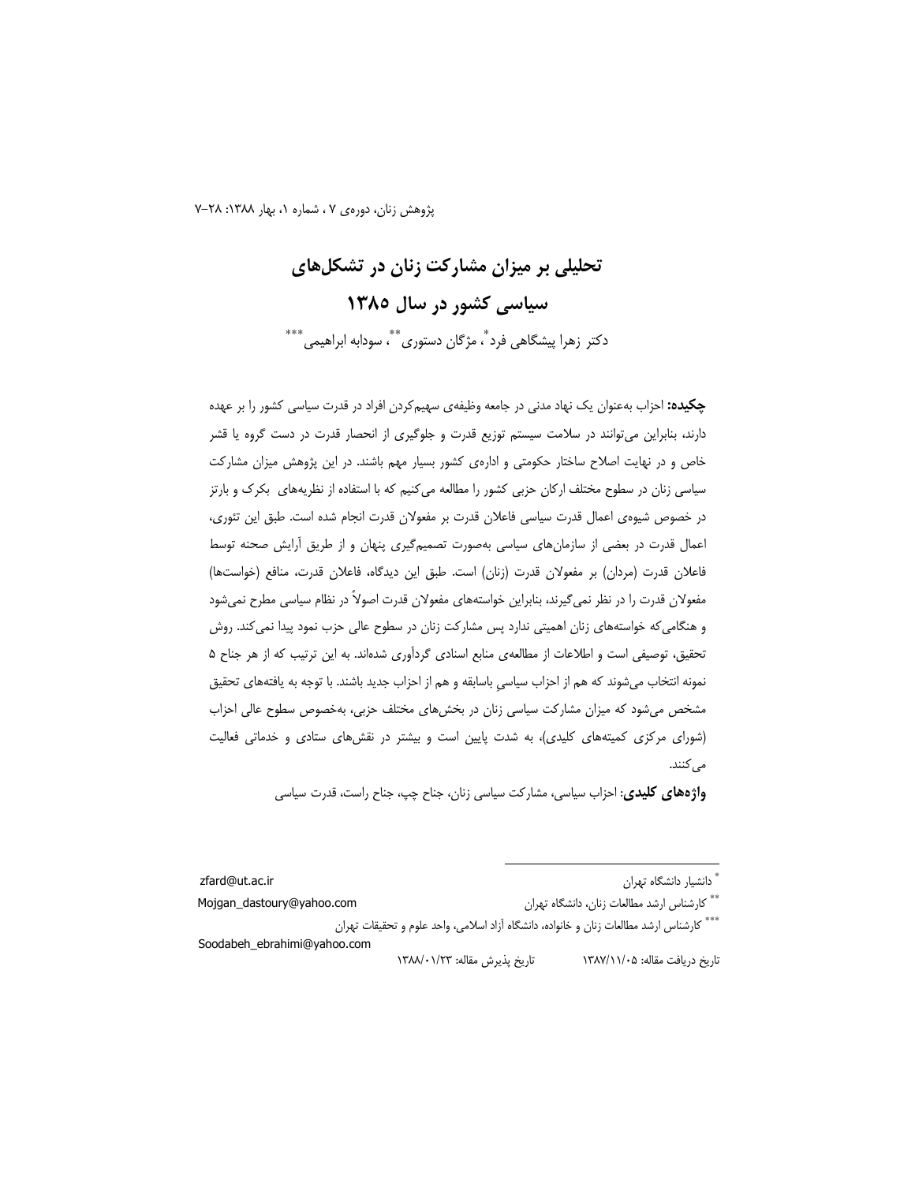# تحلیلی بر میزان مشارکت زنان در تشکل‌های سیاسی کشور در سال ۱۳۸۵

دکتر زهرا پیشگاهی فرد[*]، مژگان دستوری[**]، سودابه ابراهیمی[***]

**چکیده:** احزاب به‌عنوان یک نهاد مدنی در جامعه وظیفه‌ی سهیم‌کردن افراد در قدرت سیاسی کشور را بر عهده دارند، بنابراین می‌توانند در سلامت سیستم توزیع قدرت و جلوگیری از انحصار قدرت در دست گروه یا قشر خاص و در نهایت اصلاح ساختار حکومتی و اداره‌ی کشور بسیار مهم باشند. در این پژوهش میزان مشارکت سیاسی زنان در سطوح مختلف ارکان حزبی کشور را مطالعه می‌کنیم که با استفاده از نظریه‌های بکرک و بارتز در خصوص شیوه‌ی اعمال قدرت سیاسی فاعلان قدرت بر مفعولان قدرت انجام شده است. طبق این تئوری، اعمال قدرت در بعضی از سازمان‌های سیاسی به‌صورت تصمیم‌گیری پنهان و از طریق آرایش صحنه توسط فاعلان قدرت (مردان) بر مفعولان قدرت (زنان) است. طبق این دیدگاه، فاعلان قدرت، منافع (خواست‌ها) مفعولان قدرت را در نظر نمی‌گیرند، بنابراین خواسته‌های مفعولان قدرت اصولاً در نظام سیاسی مطرح نمی‌شود و هنگامی‌که خواسته‌های زنان اهمیتی ندارد پس مشارکت زنان در سطوح عالی حزب نمود پیدا نمی‌کند. روش تحقیق، توصیفی است و اطلاعات از مطالعه‌ی منابع اسنادی گردآوری شده‌اند. به این ترتیب که از هر جناح ۵ نمونه انتخاب می‌شوند که هم از احزاب سیاسی باسابقه و هم از احزاب جدید باشند. با توجه به یافته‌های تحقیق مشخص می‌شود که میزان مشارکت سیاسی زنان در بخش‌های مختلف حزبی، به‌خصوص سطوح عالی احزاب (شورای مرکزی کمیته‌های کلیدی)، به شدت پایین است و بیشتر در نقش‌های ستادی و خدماتی فعالیت می‌کنند.

**واژه‌های کلیدی:** احزاب سیاسی، مشارکت سیاسی زنان، جناح چپ، جناح راست، قدرت سیاسی

---

[*] دانشیار دانشگاه تهران zfard@ut.ac.ir

[**] کارشناس ارشد مطالعات زنان، دانشگاه تهران Mojgan_dastoury@yahoo.com

[***] کارشناس ارشد مطالعات زنان و خانواده، دانشگاه آزاد اسلامی، واحد علوم و تحقیقات تهران Soodabeh_ebrahimi@yahoo.com

تاریخ دریافت مقاله: ۱۳۸۷/۱۱/۰۵ تاریخ پذیرش مقاله: ۱۳۸۸/۰۱/۲۳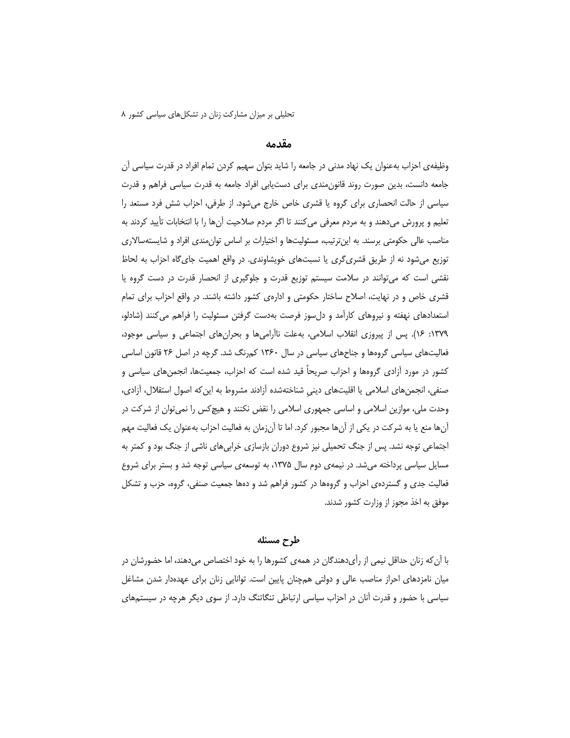## مقدمه

وظیفه‌ی احزاب به‌عنوان یک نهاد مدنی در جامعه را شاید بتوان سهیم کردن تمام افراد در قدرت سیاسی آن جامعه دانست، بدین صورت روند قانون‌مندی برای دست‌یابی افراد جامعه به قدرت سیاسی فراهم و قدرت سیاسی از حالت انحصاری برای گروه یا قشری خاص خارج می‌شود. از طرفی، احزاب شش فرد مستعد را تعلیم و پرورش می‌دهند و به مردم معرفی می‌کنند تا اگر مردم صلاحیت آن‌ها را با انتخابات تأیید کردند به مناصب عالی حکومتی برسند. به این‌ترتیب، مسئولیت‌ها و اختیارات بر اساس توان‌مندی افراد و شایسته‌سالاری توزیع می‌شود نه از طریق قشری‌گری یا نسبت‌های خویشاوندی. در واقع اهمیت جای‌گاه احزاب به لحاظ نقشی است که می‌توانند در سلامت سیستم توزیع قدرت و جلوگیری از انحصار قدرت در دست گروه یا قشری خاص و در نهایت، اصلاح ساختار حکومتی و اداره‌ی کشور داشته باشند. در واقع احزاب برای تمام استعدادهای نهفته و نیروهای کارآمد و دل‌سوز فرصت به‌دست گرفتن مسئولیت را فراهم می‌کنند (شادلو، ۱۳۷۹: ۱۶). پس از پیروزی انقلاب اسلامی، به‌علت ناآرامی‌ها و بحران‌های اجتماعی و سیاسی موجود، فعالیت‌های سیاسی گروه‌ها و جناح‌های سیاسی در سال ۱۳۶۰ کم‌رنگ شد. گرچه در اصل ۲۶ قانون اساسی کشور در مورد آزادی گروه‌ها و احزاب صریحاً قید شده است که احزاب، جمعیت‌ها، انجمن‌های سیاسی و صنفی، انجمن‌های اسلامی یا اقلیت‌های دینیِ شناخته‌شده آزادند مشروط به این‌که اصول استقلال، آزادی، وحدت ملی، موازین اسلامی و اساسی جمهوری اسلامی را نقض نکنند و هیچ‌کس را نمی‌توان از شرکت در آن‌ها منع یا به شرکت در یکی از آن‌ها مجبور کرد. اما تا آن‌زمان به فعالیت احزاب به‌عنوان یک فعالیت مهم اجتماعی توجه نشد. پس از جنگ تحمیلی نیز شروع دوران بازسازی خرابی‌های ناشی از جنگ بود و کمتر به مسایل سیاسی پرداخته می‌شد. در نیمه‌ی دوم سال ۱۳۷۵، به توسعه‌ی سیاسی توجه شد و بستر برای شروع فعالیت جدی و گسترده‌ی احزاب و گروه‌ها در کشور فراهم شد و ده‌ها جمعیت صنفی، گروه، حزب و تشکل موفق به اخذ مجوز از وزارت کشور شدند.

## طرح مسئله

با آن‌که زنان حداقل نیمی از رأی‌دهندگان در همه‌ی کشورها را به خود اختصاص می‌دهند، اما حضورشان در میان نامزدهای احراز مناصب عالی و دولتی هم‌چنان پایین است. توانایی زنان برای عهده‌دار شدن مشاغل سیاسی با حضور و قدرت آنان در احزاب سیاسی ارتباطی تنگاتنگ دارد. از سوی دیگر هرچه در سیستم‌های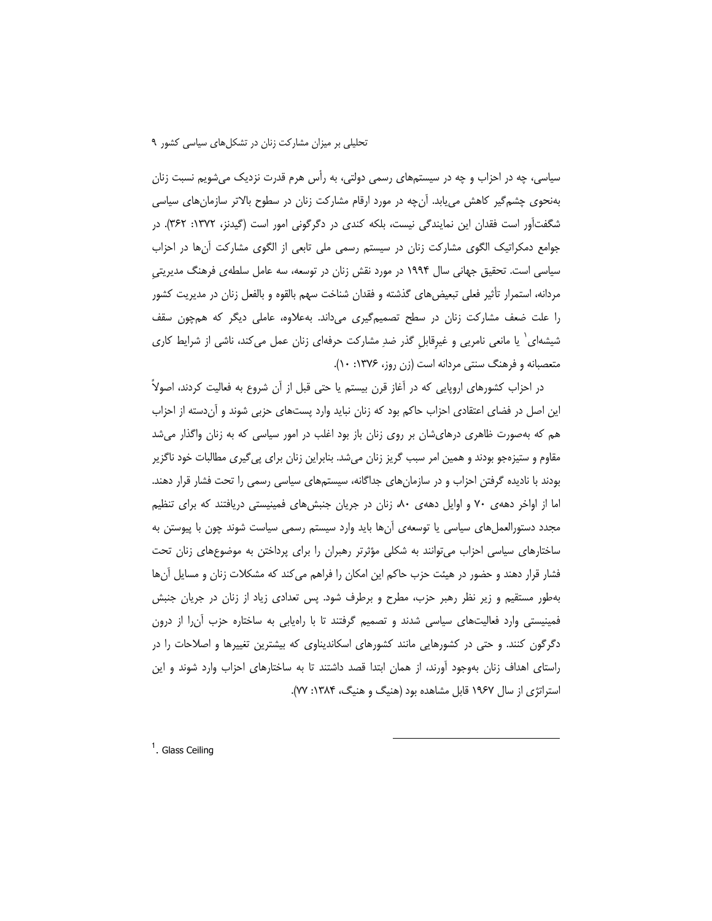سیاسی، چه در احزاب و چه در سیستم‌های رسمی دولتی، به رأس هرم قدرت نزدیک می‌شویم نسبت زنان به‌نحوی چشم‌گیر کاهش می‌یابد. آن‌چه در مورد ارقام مشارکت زنان در سطوح بالاتر سازمان‌های سیاسی شگفت‌آور است فقدان این نمایندگی نیست، بلکه کندی در دگرگونی امور است (گیدنز، ۱۳۷۲: ۳۶۲). در جوامع دمکراتیک الگوی مشارکت زنان در سیستم رسمی ملی تابعی از الگوی مشارکت آن‌ها در احزاب سیاسی است. تحقیق جهانی سال ۱۹۹۴ در مورد نقش زنان در توسعه، سه عامل سلطه‌ی فرهنگ مدیریتیِ مردانه، استمرار تأثیر فعلی تبعیض‌های گذشته و فقدان شناخت سهم بالقوه و بالفعل زنان در مدیریت کشور را علت ضعف مشارکت زنان در سطح تصمیم‌گیری می‌داند. به‌علاوه، عاملی دیگر که هم‌چون سقف شیشه‌ای[1] یا مانعی نامریی و غیرِقابلِ گذر ضدِ مشارکت حرفه‌ای زنان عمل می‌کند، ناشی از شرایط کاری متعصبانه و فرهنگ سنتی مردانه است (زن روز، ۱۳۷۶: ۱۰).

در احزاب کشورهای اروپایی که در آغاز قرن بیستم یا حتی قبل از آن شروع به فعالیت کردند، اصولاً این اصل در فضای اعتقادی احزاب حاکم بود که زنان نباید وارد پست‌های حزبی شوند و آن‌دسته از احزاب هم که به‌صورت ظاهری درهای‌شان بر روی زنان باز بود اغلب در امور سیاسی که به زنان واگذار می‌شد مقاوم و ستیزه‌جو بودند و همین امر سبب گریز زنان می‌شد. بنابراین زنان برای پی‌گیری مطالبات خود ناگزیر بودند با نادیده گرفتن احزاب و در سازمان‌های جداگانه، سیستم‌های سیاسی رسمی را تحت فشار قرار دهند. اما از اواخر دهه‌ی ۷۰ و اوایل دهه‌ی ۸۰ زنان در جریان جنبش‌های فمینیستی دریافتند که برای تنظیم مجدد دستورالعمل‌های سیاسی یا توسعه‌ی آن‌ها باید وارد سیستم رسمی سیاست شوند چون با پیوستن به ساختارهای سیاسی احزاب می‌توانند به شکلی مؤثرتر رهبران را برای پرداختن به موضوع‌های زنان تحت فشار قرار دهند و حضور در هیئت حزب حاکم این امکان را فراهم می‌کند که مشکلات زنان و مسایل آن‌ها به‌طور مستقیم و زیر نظر رهبر حزب، مطرح و برطرف شود. پس تعدادی زیاد از زنان در جریان جنبش فمینیستی وارد فعالیت‌های سیاسی شدند و تصمیم گرفتند تا با راه‌یابی به ساختاره حزب آن‌را از درون دگرگون کنند. و حتی در کشورهایی مانند کشورهای اسکاندیناوی که بیشترین تغییرها و اصلاحات را در راستای اهداف زنان به‌وجود آورند، از همان ابتدا قصد داشتند تا به ساختارهای احزاب وارد شوند و این استراتژی از سال ۱۹۶۷ قابل مشاهده بود (هنیگ و هنیگ، ۱۳۸۴: ۷۷).

---

[1]. Glass Ceiling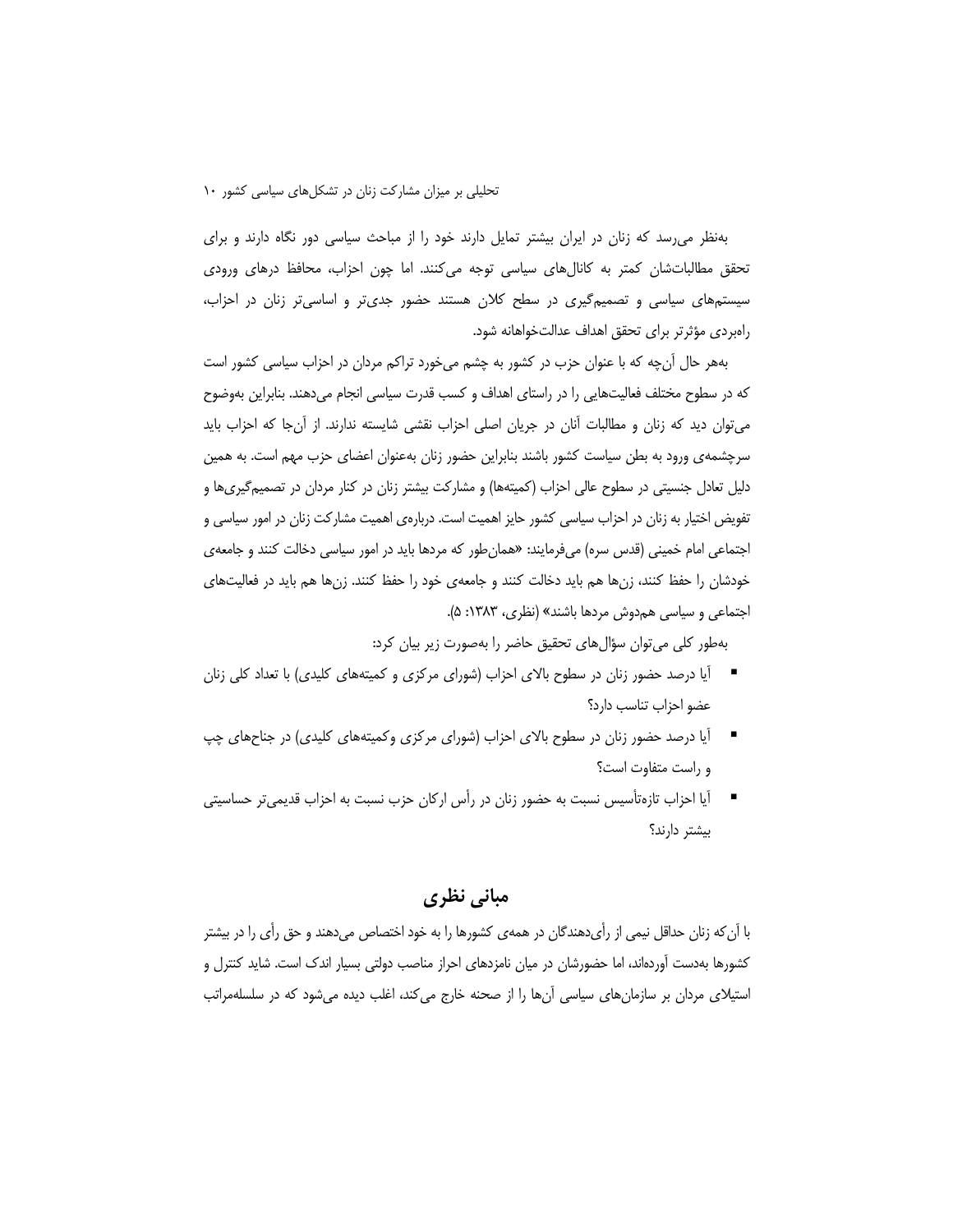به‌نظر می‌رسد که زنان در ایران بیشتر تمایل دارند خود را از مباحث سیاسی دور نگاه دارند و برای تحقق مطالباتشان کمتر به کانال‌های سیاسی توجه می‌کنند. اما چون احزاب، محافظ درهای ورودی سیستم‌های سیاسی و تصمیم‌گیری در سطح کلان هستند حضور جدی‌تر و اساسی‌تر زنان در احزاب، راهبردی مؤثرتر برای تحقق اهداف عدالت‌خواهانه شود.

به‌هر حال آن‌چه که با عنوان حزب در کشور به چشم می‌خورد تراکم مردان در احزاب سیاسی کشور است که در سطوح مختلف فعالیت‌هایی را در راستای اهداف و کسب قدرت سیاسی انجام می‌دهند. بنابراین به‌وضوح می‌توان دید که زنان و مطالبات آنان در جریان اصلی احزاب نقشی شایسته ندارند. از آن‌جا که احزاب باید سرچشمه‌ی ورود به بطن سیاست کشور باشند بنابراین حضور زنان به‌عنوان اعضای حزب مهم است. به همین دلیل تعادل جنسیتی در سطوح عالی احزاب (کمیته‌ها) و مشارکت بیشتر زنان در کنار مردان در تصمیم‌گیری‌ها و تفویض اختیار به زنان در احزاب سیاسی کشور حایز اهمیت است. درباره‌ی اهمیت مشارکت زنان در امور سیاسی و اجتماعی امام خمینی (قدس سره) می‌فرمایند: «همان‌طور که مردها باید در امور سیاسی دخالت کنند و جامعه‌ی خودشان را حفظ کنند، زن‌ها هم باید دخالت کنند و جامعه‌ی خود را حفظ کنند. زن‌ها هم باید در فعالیت‌های اجتماعی و سیاسی هم‌دوش مردها باشند» (نظری، ۱۳۸۳: ۵).

به‌طور کلی می‌توان سؤال‌های تحقیق حاضر را به‌صورت زیر بیان کرد:

- آیا درصد حضور زنان در سطوح بالای احزاب (شورای مرکزی و کمیته‌های کلیدی) با تعداد کلی زنان عضو احزاب تناسب دارد؟
- آیا درصد حضور زنان در سطوح بالای احزاب (شورای مرکزی وکمیته‌های کلیدی) در جناح‌های چپ و راست متفاوت است؟
- آیا احزاب تازه‌تأسیس نسبت به حضور زنان در رأس ارکان حزب نسبت به احزاب قدیمی‌تر حساسیتی بیشتر دارند؟

## مبانی نظری

با آن‌که زنان حداقل نیمی از رأی‌دهندگان در همه‌ی کشورها را به خود اختصاص می‌دهند و حق رأی را در بیشتر کشورها به‌دست آورده‌اند، اما حضورشان در میان نامزدهای احراز مناصب دولتی بسیار اندک است. شاید کنترل و استیلای مردان بر سازمان‌های سیاسی آن‌ها را از صحنه خارج می‌کند، اغلب دیده می‌شود که در سلسله‌مراتب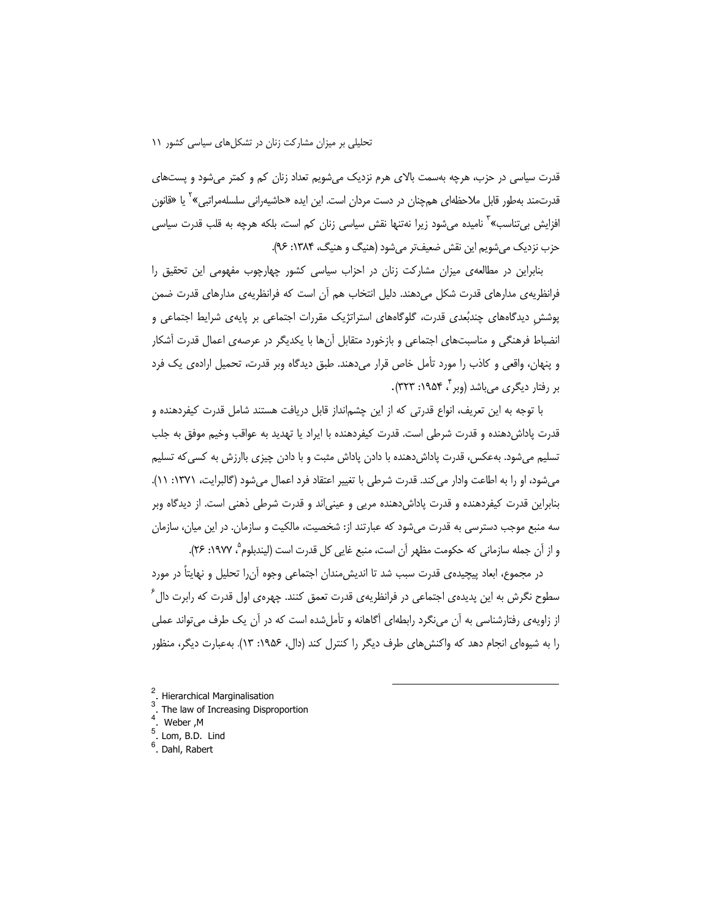قدرت سیاسی در حزب، هرچه به‌سمت بالای هرم نزدیک می‌شویم تعداد زنان کم و کمتر می‌شود و پست‌های قدرت‌مند به‌طور قابل ملاحظه‌ای هم‌چنان در دست مردان است. این ایده «حاشیه‌رانی سلسله‌مراتبی»[2] یا «قانون افزایش بی‌تناسب»[3] نامیده می‌شود زیرا نه‌تنها نقش سیاسی زنان کم است، بلکه هرچه به قلب قدرت سیاسی حزب نزدیک می‌شویم این نقش ضعیف‌تر می‌شود (هنیگ و هنیگ، ۱۳۸۴: ۹۶).

بنابراین در مطالعه‌ی میزان مشارکت زنان در احزاب سیاسی کشور چارچوب مفهومی این تحقیق را فرانظریه‌ی مدارهای قدرت شکل می‌دهند. دلیل انتخاب هم آن است که فرانظریه‌ی مدارهای قدرت ضمن پوشش دیدگاه‌های چندبُعدی قدرت، گلوگاه‌های استراتژیک مقررات اجتماعی بر پایه‌ی شرایط اجتماعی و انضباط فرهنگی و مناسبت‌های اجتماعی و بازخورد متقابل آن‌ها با یکدیگر در عرصه‌ی اعمال قدرت آشکار و پنهان، واقعی و کاذب را مورد تأمل خاص قرار می‌دهند. طبق دیدگاه وبر قدرت، تحمیل اراده‌ی یک فرد بر رفتار دیگری می‌باشد (وبر[4]، ۱۹۵۴: ۳۲۳).

با توجه به این تعریف، انواع قدرتی که از این چشم‌انداز قابل دریافت هستند شامل قدرت کیفردهنده و قدرت پاداش‌دهنده و قدرت شرطی است. قدرت کیفردهنده با ایراد یا تهدید به عواقب وخیم موفق به جلب تسلیم می‌شود. به‌عکس، قدرت پاداش‌دهنده با دادن پاداش مثبت و با دادن چیزی باارزش به کسی‌که تسلیم می‌شود، او را به اطاعت وادار می‌کند. قدرت شرطی با تغییر اعتقاد فرد اعمال می‌شود (گالبرایت، ۱۳۷۱: ۱۱). بنابراین قدرت کیفردهنده و قدرت پاداش‌دهنده مریی و عینی‌اند و قدرت شرطی ذهنی است. از دیدگاه وبر سه منبع موجب دسترسی به قدرت می‌شود که عبارتند از: شخصیت، مالکیت و سازمان. در این میان، سازمان و از آن جمله سازمانی که حکومت مظهر آن است، منبع غایی کل قدرت است (لیندبلوم[5]، ۱۹۷۷: ۲۶).

در مجموع، ابعاد پیچیده‌ی قدرت سبب شد تا اندیشمندان اجتماعی وجوه آن‌را تحلیل و نهایتاً در مورد سطوح نگرش به این پدیده‌ی اجتماعی در فرانظریه‌ی قدرت تعمق کنند. چهره‌ی اول قدرت که رابرت دال[6] از زاویه‌ی رفتارشناسی به آن می‌نگرد رابطه‌ای آگاهانه و تأمل‌شده است که در آن یک طرف می‌تواند عملی را به شیوه‌ای انجام دهد که واکنش‌های طرف دیگر را کنترل کند (دال، ۱۹۵۶: ۱۳). به‌عبارت دیگر، منظور

---

[2]. Hierarchical Marginalisation

[3]. The law of Increasing Disproportion

[4]. Weber ,M

[5]. Lom, B.D. Lind

[6]. Dahl, Rabert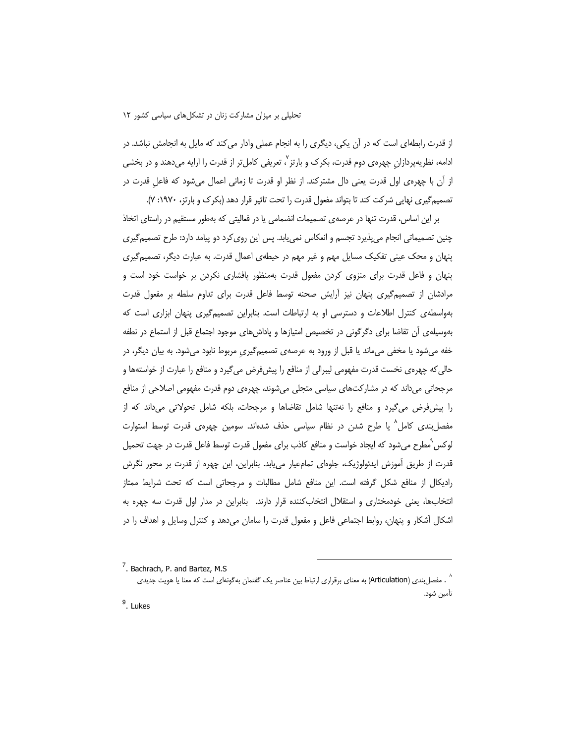از قدرت رابطه‌ای است که در آن یکی، دیگری را به انجام عملی وادار می‌کند که مایل به انجامش نباشد. در ادامه، نظریه‌پردازانِ چهره‌ی دوم قدرت، بکرک و بارتز[7]، تعریفی کامل‌تر از قدرت را ارایه می‌دهند و در بخشی از آن با چهره‌ی اول قدرت یعنی دال مشترکند. از نظر او قدرت تا زمانی اعمال می‌شود که فاعلِ قدرت در تصمیم‌گیری نهایی شرکت کند تا بتواند مفعول قدرت را تحت تاثیر قرار دهد (بکرک و بارتز، ۱۹۷۰: ۷).

بر این اساس، قدرت تنها در عرصه‌ی تصمیمات انضمامی یا در فعالیتی که به‌طور مستقیم در راستای اتخاذ چنین تصمیماتی انجام می‌پذیرد تجسم و انعکاس نمی‌یابد. پس این روی‌کرد دو پیامد دارد: طرح تصمیم‌گیری پنهان و محک عینی تفکیک مسایل مهم و غیر مهم در حیطه‌ی اعمال قدرت. به عبارت دیگر، تصمیم‌گیری پنهان و فاعل قدرت برای منزوی کردن مفعول قدرت به‌منظور پافشاری نکردن بر خواست خود است و مرادشان از تصمیم‌گیری پنهان نیز آرایش صحنه توسط فاعل قدرت برای تداوم سلطه بر مفعول قدرت به‌واسطه‌ی کنترل اطلاعات و دسترسی او به ارتباطات است. بنابراین تصمیم‌گیری پنهان ابزاری است که به‌وسیله‌ی آن تقاضا برای دگرگونی در تخصیص امتیازها و پاداش‌های موجود اجتماع قبل از استماع در نطفه خفه می‌شود یا مخفی می‌ماند یا قبل از ورود به عرصه‌ی تصمیم‌گیریِ مربوط نابود می‌شود. به بیان دیگر، در حالی‌که چهره‌ی نخست قدرت مفهومی لیبرالی از منافع را پیش‌فرض می‌گیرد و منافع را عبارت از خواسته‌ها و مرجحاتی می‌داند که در مشارکت‌های سیاسی متجلی می‌شوند، چهره‌ی دوم قدرت مفهومی اصلاحی از منافع را پیش‌فرض می‌گیرد و منافع را نه‌تنها شامل تقاضاها و مرجحات، بلکه شامل تحولاتی می‌داند که از مفصل‌بندی کامل[8] یا طرح شدن در نظام سیاسی حذف شده‌اند. سومین چهره‌ی قدرت توسط استوارت لوکس[9] مطرح می‌شود که ایجاد خواست و منافع کاذب برای مفعول قدرت توسط فاعل قدرت در جهت تحمیل قدرت از طریق آموزش ایدئولوژیک، جلوه‌ای تمام‌عیار می‌یابد. بنابراین، این چهره از قدرت بر محور نگرش رادیکال از منافع شکل گرفته است. این منافع شامل مطالبات و مرجحاتی است که تحت شرایط ممتاز انتخاب‌ها، یعنی خودمختاری و استقلال انتخاب‌کننده قرار دارند. بنابراین در مدار اول قدرت سه چهره به اشکال آشکار و پنهان، روابط اجتماعی فاعل و مفعول قدرت را سامان می‌دهد و کنترل وسایل و اهداف را در

---

[7]. Bachrach, P. and Bartez, M.S

[8]. مفصل‌بندی (Articulation) به معنای برقراری ارتباط بین عناصر یک گفتمان به‌گونه‌ای است که معنا یا هویت جدیدی تأمین شود.

[9]. Lukes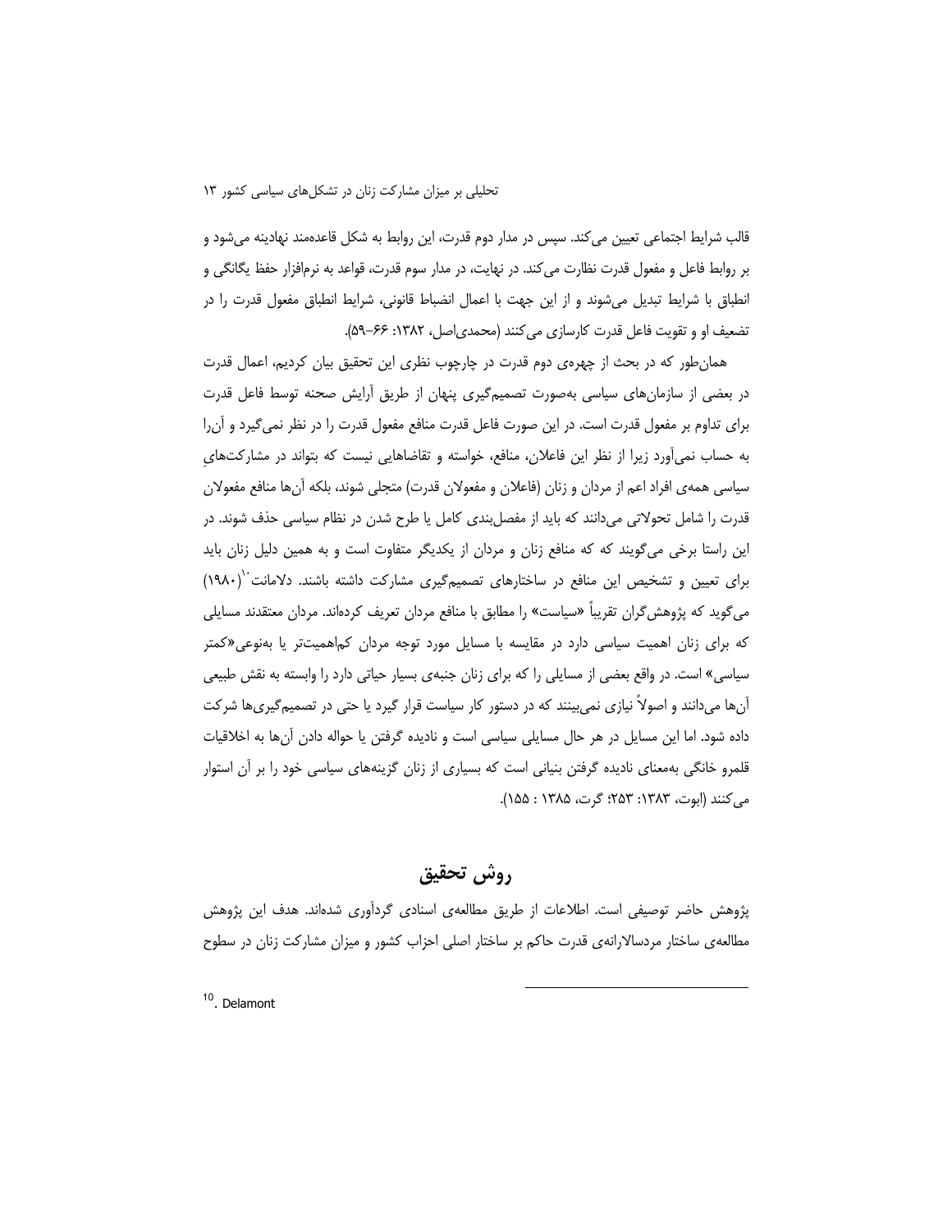قالب شرایط اجتماعی تعیین می‌کند. سپس در مدار دوم قدرت، این روابط به شکل قاعده‌مند نهادینه می‌شود و بر روابط فاعل و مفعول قدرت نظارت می‌کند. در نهایت، در مدار سوم قدرت، قواعد به نرم‌افزار حفظ یگانگی و انطباق با شرایط تبدیل می‌شوند و از این جهت با اعمال انضباط قانونی، شرایط انطباق مفعول قدرت را در تضعیف او و تقویت فاعل قدرت کارسازی می‌کنند (محمدی‌اصل، ۱۳۸۲: ۶۶-۵۹).

همان‌طور که در بحث از چهره‌ی دوم قدرت در چارچوب نظری این تحقیق بیان کردیم، اعمال قدرت در بعضی از سازمان‌های سیاسی به‌صورت تصمیم‌گیری پنهان از طریق آرایش صحنه توسط فاعل قدرت برای تداوم بر مفعول قدرت است. در این صورت فاعل قدرت منافع مفعول قدرت را در نظر نمی‌گیرد و آن‌را به حساب نمی‌آورد زیرا از نظر این فاعلان، منافع، خواسته و تقاضاهایی نیست که بتواند در مشارکت‌های سیاسی همه‌ی افراد اعم از مردان و زنان (فاعلان و مفعولان قدرت) متجلی شوند، بلکه آن‌ها منافع مفعولان قدرت را شامل تحولاتی می‌دانند که باید از مفصل‌بندی کامل یا طرح شدن در نظام سیاسی حذف شوند. در این راستا برخی می‌گویند که که منافع زنان و مردان از یکدیگر متفاوت است و به همین دلیل زنان باید برای تعیین و تشخیص این منافع در ساختارهای تصمیم‌گیری مشارکت داشته باشند. دلامانت[10] (۱۹۸۰) می‌گوید که پژوهش‌گران تقریباً «سیاست» را مطابق با منافع مردان تعریف کرده‌اند. مردان معتقدند مسایلی که برای زنان اهمیت سیاسی دارد در مقایسه با مسایل مورد توجه مردان کم‌اهمیت‌تر یا به‌نوعی«کمتر سیاسی» است. در واقع بعضی از مسایلی را که برای زنان جنبه‌ی بسیار حیاتی دارد را وابسته به نقش طبیعی آن‌ها می‌دانند و اصولاً نیازی نمی‌بینند که در دستور کار سیاست قرار گیرد یا حتی در تصمیم‌گیری‌ها شرکت داده شود. اما این مسایل در هر حال مسایلی سیاسی است و نادیده گرفتن یا حواله دادن آن‌ها به اخلاقیات قلمرو خانگی به‌معنای نادیده گرفتن بنیانی است که بسیاری از زنان گزینه‌های سیاسی خود را بر آن استوار می‌کنند (ابوت، ۱۳۸۳: ۲۵۳؛ گرت، ۱۳۸۵ : ۱۵۵).

## روش تحقیق

پژوهش حاضر توصیفی است. اطلاعات از طریق مطالعه‌ی اسنادی گردآوری شده‌اند. هدف این پژوهش مطالعه‌ی ساختار مردسالارانه‌ی قدرت حاکم بر ساختار اصلی احزاب کشور و میزان مشارکت زنان در سطوح

---

[10]. Delamont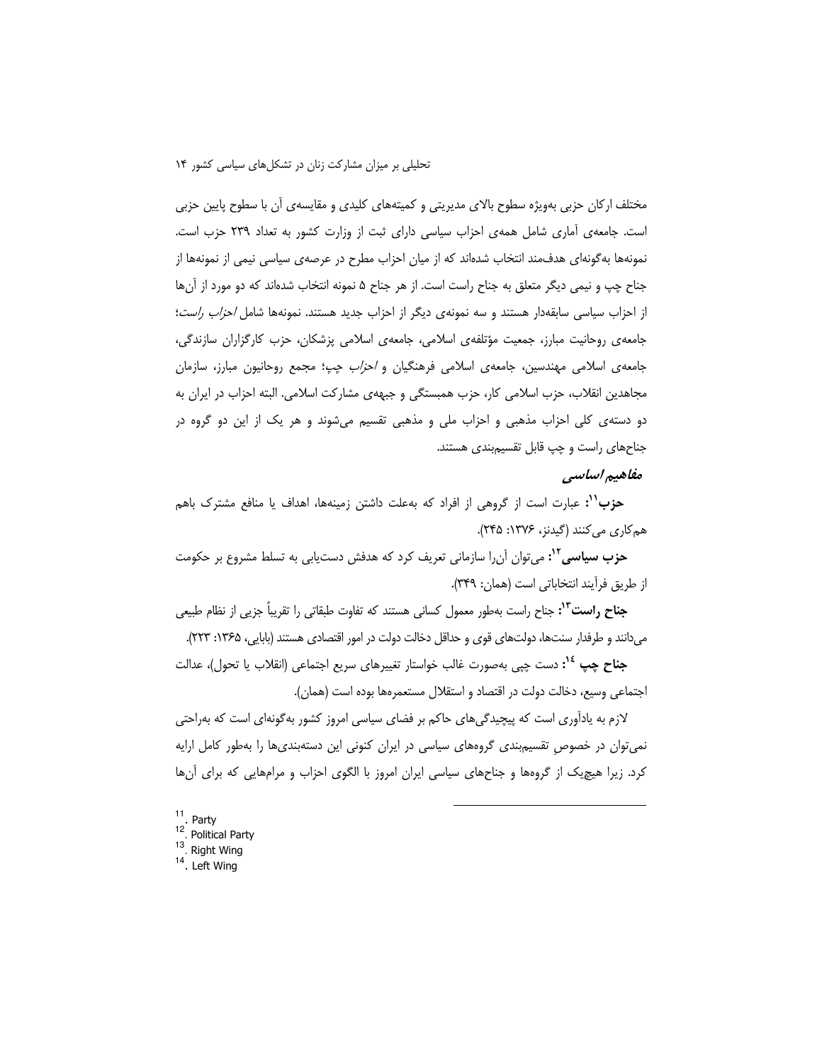مختلف ارکان حزبی بویژه سطوح بالای مدیریتی و کمیته‌های کلیدی و مقایسه‌ی آن با سطوح پایین حزبی است. جامعه‌ی آماری شامل همه‌ی احزاب سیاسی دارای ثبت از وزارت کشور به تعداد ۲۳۹ حزب است. نمونه‌ها به‌گونه‌ای هدف‌مند انتخاب شده‌اند که از میان احزاب مطرح در عرصه‌ی سیاسی نیمی از نمونه‌ها از جناح چپ و نیمی دیگر متعلق به جناح راست است. از هر جناح ۵ نمونه انتخاب شده‌اند که دو مورد از آن‌ها از احزاب سیاسی سابقه‌دار هستند و سه نمونه‌ی دیگر از احزاب جدید هستند. نمونه‌ها شامل *احزاب راست*؛ جامعه‌ی روحانیت مبارز، جمعیت مؤتلفه‌ی اسلامی، جامعه‌ی اسلامی پزشکان، حزب کارگزاران سازندگی، جامعه‌ی اسلامی مهندسین، جامعه‌ی اسلامی فرهنگیان و *احزاب چپ*؛ مجمع روحانیون مبارز، سازمان مجاهدین انقلاب، حزب اسلامی کار، حزب همبستگی و جبهه‌ی مشارکت اسلامی. البته احزاب در ایران به دو دسته‌ی کلی احزاب مذهبی و احزاب ملی و مذهبی تقسیم می‌شوند و هر یک از این دو گروه در جناح‌های راست و چپ قابل تقسیم‌بندی هستند.

## مفاهیم اساسی

**حزب**[11]: عبارت است از گروهی از افراد که به‌علت داشتن زمینه‌ها، اهداف یا منافع مشترک باهم هم‌کاری می‌کنند (گیدنز، ۱۳۷۶: ۲۴۵).

**حزب سیاسی**[12]: می‌توان آن‌را سازمانی تعریف کرد که هدفش دست‌یابی به تسلط مشروع بر حکومت از طریق فرآیند انتخاباتی است (همان: ۳۴۹).

**جناح راست**[13]: جناح راست به‌طور معمول کسانی هستند که تفاوت طبقاتی را تقریباً جزیی از نظام طبیعی می‌دانند و طرفدار سنت‌ها، دولت‌های قوی و حداقل دخالت دولت در امور اقتصادی هستند (بابایی، ۱۳۶۵: ۲۲۳).

**جناح چپ** [14]: دست چپی به‌صورت غالب خواستار تغییرهای سریع اجتماعی (انقلاب یا تحول)، عدالت اجتماعی وسیع، دخالت دولت در اقتصاد و استقلال مستعمره‌ها بوده است (همان).

لازم به یادآوری است که پیچیدگی‌های حاکم بر فضای سیاسی امروز کشور به‌گونه‌ای است که به‌راحتی نمی‌توان در خصوص تقسیم‌بندی گروه‌های سیاسی در ایران کنونی این دسته‌بندی‌ها را به‌طور کامل ارایه کرد. زیرا هیچ‌یک از گروه‌ها و جناح‌های سیاسی ایران امروز با الگوی احزاب و مرام‌هایی که برای آن‌ها

---

[11]. Party
[12]. Political Party
[13]. Right Wing
[14]. Left Wing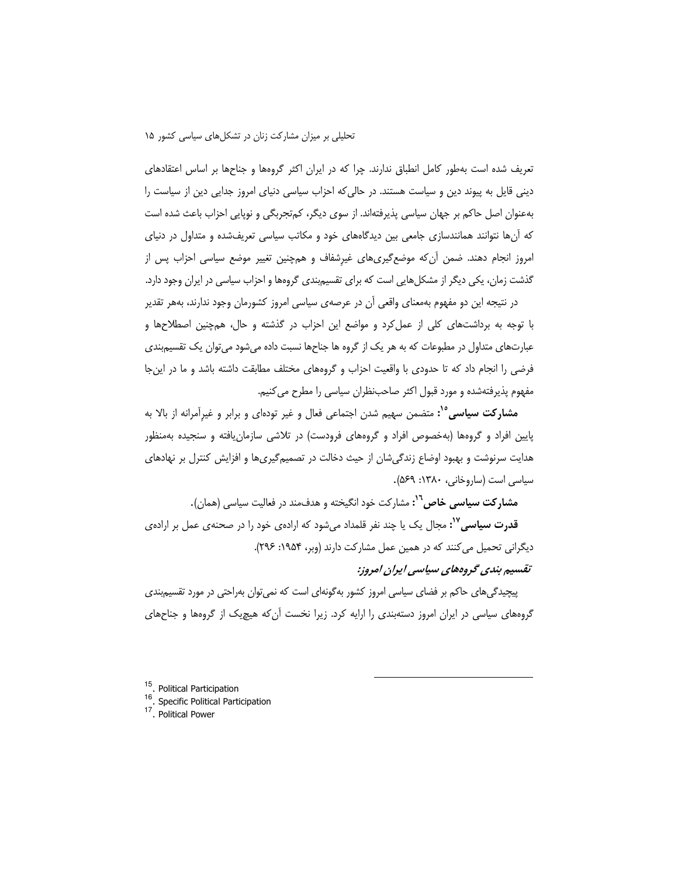تعریف شده است به‌طور کامل انطباق ندارند. چرا که در ایران اکثر گروه‌ها و جناح‌ها بر اساس اعتقادهای دینی قایل به پیوند دین و سیاست هستند. در حالی‌که احزاب سیاسی دنیای امروز جدایی دین از سیاست را به‌عنوان اصل حاکم بر جهان سیاسی پذیرفته‌اند. از سوی دیگر، کم‌تجربگی و نوپایی احزاب باعث شده است که آن‌ها نتوانند همانندسازی جامعی بین دیدگاه‌های خود و مکاتب سیاسی تعریف‌شده و متداول در دنیای امروز انجام دهند. ضمن آن‌که موضع‌گیری‌های غیرشفاف و هم‌چنین تغییر موضع سیاسی احزاب پس از گذشت زمان، یکی دیگر از مشکل‌هایی است که برای تقسیم‌بندی گروه‌ها و احزاب سیاسی در ایران وجود دارد.

در نتیجه این دو مفهوم به‌معنای واقعی آن در عرصه‌ی سیاسی امروز کشورمان وجود ندارند، به‌هر تقدیر با توجه به برداشت‌های کلی از عمل‌کرد و مواضع این احزاب در گذشته و حال، هم‌چنین اصطلاح‌ها و عبارت‌های متداول در مطبوعات که به هر یک از گروه ها جناح‌ها نسبت داده می‌شود می‌توان یک تقسیم‌بندی فرضی را انجام داد که تا حدودی با واقعیت احزاب و گروه‌های مختلف مطابقت داشته باشد و ما در این‌جا مفهوم پذیرفته‌شده و مورد قبول اکثر صاحب‌نظران سیاسی را مطرح می‌کنیم.

**مشارکت سیاسی**[15]**:** متضمن سهیم شدن اجتماعی فعال و غیر توده‌ای و برابر و غیرآمرانه از بالا به پایین افراد و گروه‌ها (به‌خصوص افراد و گروه‌های فرودست) در تلاشی سازمان‌یافته و سنجیده به‌منظور هدایت سرنوشت و بهبود اوضاع زندگی‌شان از حیث دخالت در تصمیم‌گیری‌ها و افزایش کنترل بر نهادهای سیاسی است (ساروخانی، ۱۳۸۰: ۵۶۹).

**مشارکت سیاسی خاص**[16]**:** مشارکت خود انگیخته و هدف‌مند در فعالیت سیاسی (همان).

**قدرت سیاسی**[17]**:** مجال یک یا چند نفر قلمداد می‌شود که اراده‌ی خود را در صحنه‌ی عمل بر اراده‌ی دیگرانی تحمیل می‌کنند که در همین عمل مشارکت دارند (وبر، ۱۹۵۴: ۲۹۶).

### *تقسیم بندی گروه‌های سیاسی ایران امروز:*

پیچیدگی‌های حاکم بر فضای سیاسی امروز کشور به‌گونه‌ای است که نمی‌توان به‌راحتی در مورد تقسیم‌بندی گروه‌های سیاسی در ایران امروز دسته‌بندی را ارایه کرد. زیرا نخست آن‌که هیچ‌یک از گروه‌ها و جناح‌های

---

15. Political Participation
16. Specific Political Participation
17. Political Power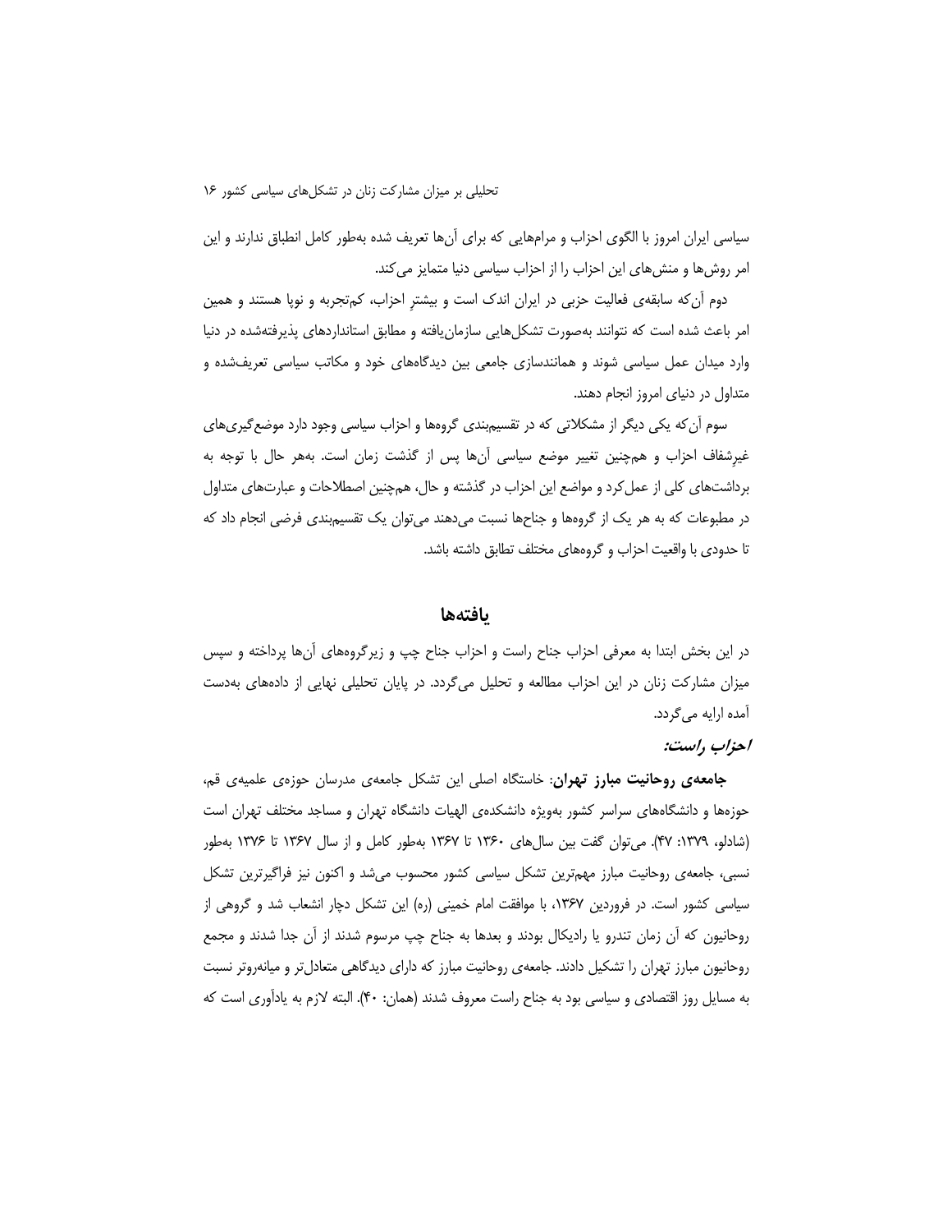سیاسی ایران امروز با الگوی احزاب و مرامهایی که برای آن‌ها تعریف شده به‌طور کامل انطباق ندارند و این امر روش‌ها و منش‌های این احزاب را از احزاب سیاسی دنیا متمایز می‌کند.

دوم آن‌که سابقه‌ی فعالیت حزبی در ایران اندک است و بیشترِ احزاب، کم‌تجربه و نوپا هستند و همین امر باعث شده است که نتوانند به‌صورت تشکل‌هایی سازمان‌یافته و مطابق استانداردهای پذیرفته‌شده در دنیا وارد میدان عمل سیاسی شوند و همانندسازی جامعی بین دیدگاه‌های خود و مکاتب سیاسی تعریف‌شده و متداول در دنیای امروز انجام دهند.

سوم آن‌که یکی دیگر از مشکلاتی که در تقسیم‌بندی گروه‌ها و احزاب سیاسی وجود دارد موضع‌گیری‌های غیرِشفاف احزاب و همچنین تغییر موضع سیاسی آن‌ها پس از گذشت زمان است. به‌هر حال با توجه به برداشت‌های کلی از عمل‌کرد و مواضع این احزاب در گذشته و حال، همچنین اصطلاحات و عبارت‌های متداول در مطبوعات که به هر یک از گروه‌ها و جناح‌ها نسبت می‌دهند می‌توان یک تقسیم‌بندی فرضی انجام داد که تا حدودی با واقعیت احزاب و گروه‌های مختلف تطابق داشته باشد.

## یافته‌ها

در این بخش ابتدا به معرفی احزاب جناح راست و احزاب جناح چپ و زیرگروه‌های آن‌ها پرداخته و سپس میزان مشارکت زنان در این احزاب مطالعه و تحلیل می‌گردد. در پایان تحلیلی نهایی از داده‌های به‌دست آمده ارایه می‌گردد.

### *احزاب راست:*

**جامعه‌ی روحانیت مبارز تهران**: خاستگاه اصلی این تشکل جامعه‌ی مدرسان حوزه‌ی علمیه‌ی قم، حوزه‌ها و دانشگاه‌های سراسر کشور به‌ویژه دانشکده‌ی الهیات دانشگاه تهران و مساجد مختلف تهران است (شادلو، ۱۳۷۹: ۴۷). می‌توان گفت بین سال‌های ۱۳۶۰ تا ۱۳۶۷ به‌طور کامل و از سال ۱۳۶۷ تا ۱۳۷۶ به‌طور نسبی، جامعه‌ی روحانیت مبارز مهم‌ترین تشکل سیاسی کشور محسوب می‌شد و اکنون نیز فراگیرترین تشکل سیاسی کشور است. در فروردین ۱۳۶۷، با موافقت امام خمینی (ره) این تشکل دچار انشعاب شد و گروهی از روحانیون که آن زمان تندرو یا رادیکال بودند و بعدها به جناح چپ مرسوم شدند از آن جدا شدند و مجمع روحانیون مبارز تهران را تشکیل دادند. جامعه‌ی روحانیت مبارز که دارای دیدگاهی متعادل‌تر و میانه‌روتر نسبت به مسایل روز اقتصادی و سیاسی بود به جناح راست معروف شدند (همان: ۴۰). البته لازم به یادآوری است که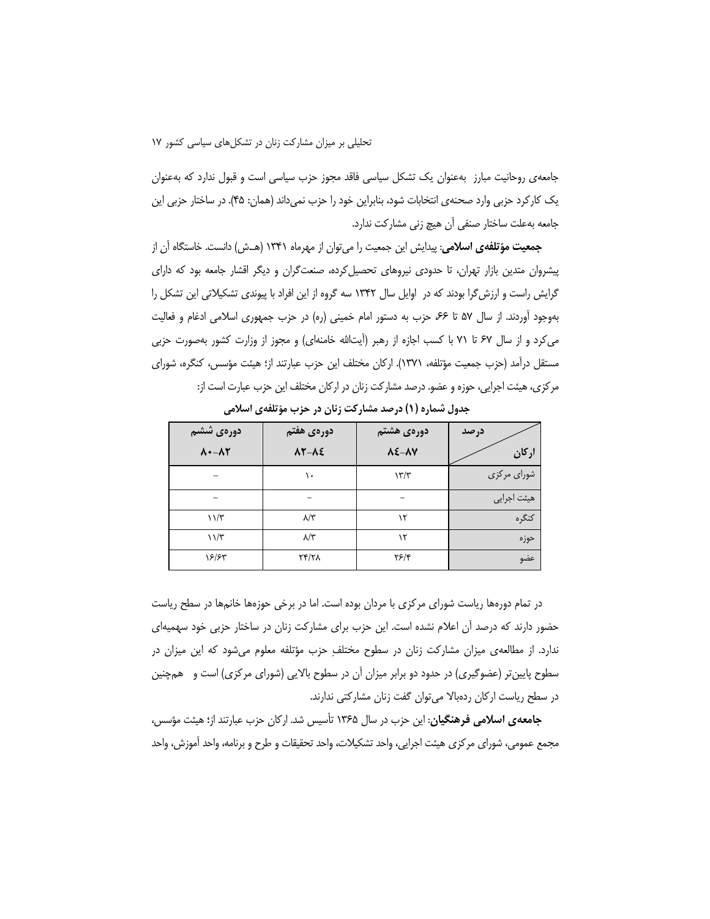جامعه‌ی روحانیت مبارز  به‌عنوان یک تشکل سیاسی فاقد مجوز حزب سیاسی است و قبول ندارد که به‌عنوان یک کارکرد حزبی وارد صحنه‌ی انتخابات شود، بنابراین خود را حزب نمی‌داند (همان: ۴۵). در ساختار حزبی این جامعه به‌علت ساختار صنفی آن هیچ زنی مشارکت ندارد.

**جمعیت مؤتلفه‌ی اسلامی**: پیدایش این جمعیت را می‌توان از مهرماه ۱۳۴۱ (هـ.ش) دانست. خاستگاه آن از پیشروان متدین بازار تهران، تا حدودی نیروهای تحصیل‌کرده، صنعت‌گران و دیگر اقشار جامعه بود که دارای گرایش راست و ارزش‌گرا بودند که در  اوایل سال ۱۳۴۲ سه گروه از این افراد با پیوندی تشکیلاتی این تشکل را به‌وجود آوردند. از سال ۵۷ تا ۶۶، حزب به دستور امام خمینی (ره) در حزب جمهوری اسلامی ادغام و فعالیت می‌کرد و از سال ۶۷ تا ۷۱ با کسب اجازه از رهبر (آیت‌الله خامنه‌ای) و مجوز از وزارت کشور به‌صورت حزبی مستقل درآمد (حزب جمعیت مؤتلفه، ۱۳۷۱). ارکان مختلف این حزب عبارتند از؛ هیئت مؤسس، کنگره، شورای مرکزی، هیئت اجرایی، حوزه و عضو. درصد مشارکت زنان در ارکان مختلف این حزب عبارت است از:

**جدول شماره (۱) درصد مشارکت زنان در حزب مؤتلفه‌ی اسلامی**

| ارکان / درصد | دوره‌ی هشتم ۸۷-۸۴ | دوره‌ی هفتم ۸۴-۸۲ | دوره‌ی ششم ۸۲-۸۰ |
| --- | --- | --- | --- |
| شورای مرکزی | ۱۳/۳ | ۱۰ | – |
| هیئت اجرایی | – | – | – |
| کنگره | ۱۲ | ۸/۳ | ۱۱/۳ |
| حوزه | ۱۲ | ۸/۳ | ۱۱/۳ |
| عضو | ۲۶/۴ | ۲۴/۲۸ | ۱۶/۶۳ |

در تمام دوره‌ها ریاست شورای مرکزی با مردان بوده است. اما در برخی حوزه‌ها خانم‌ها در سطح ریاست حضور دارند که درصد آن اعلام نشده است. این حزب برای مشارکت زنان در ساختار حزبی خود سهمیه‌ای ندارد. از مطالعه‌ی میزان مشارکت زنان در سطوح مختلفِ حزب مؤتلفه معلوم می‌شود که این میزان در سطوح پایین‌تر (عضوگیری) در حدود دو برابر میزان آن در سطوح بالایی (شورای مرکزی) است و  همچنین در سطح ریاست ارکان رده‌بالا می‌توان گفت زنان مشارکتی ندارند.

**جامعه‌ی اسلامی فرهنگیان**: این حزب در سال ۱۳۶۵ تأسیس شد. ارکان حزب عبارتند از؛ هیئت مؤسس، مجمع عمومی، شورای مرکزی هیئت اجرایی، واحد تشکیلات، واحد تحقیقات و طرح و برنامه، واحد آموزش، واحد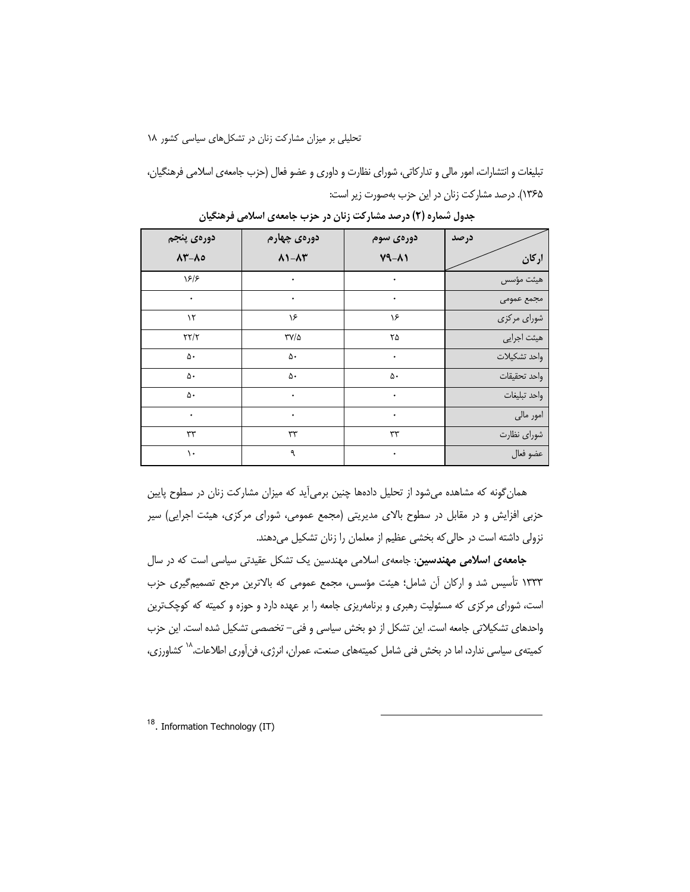تبلیغات و انتشارات، امور مالی و تدارکاتی، شورای نظارت و داوری و عضو فعال (حزب جامعه‌ی اسلامی فرهنگیان، ۱۳۶۵). درصد مشارکت زنان در این حزب به‌صورت زیر است:

**جدول شماره (۲) درصد مشارکت زنان در حزب جامعه‌ی اسلامی فرهنگیان**

| درصد / ارکان | دوره‌ی سوم ۷۹–۸۱ | دوره‌ی چهارم ۸۱–۸۳ | دوره‌ی پنجم ۸۳–۸۵ |
| --- | --- | --- | --- |
| هیئت مؤسس | ۰ | ۰ | ۱۶/۶ |
| مجمع عمومی | ۰ | ۰ | ۰ |
| شورای مرکزی | ۱۶ | ۱۶ | ۱۲ |
| هیئت اجرایی | ۲۵ | ۳۷/۵ | ۲۲/۲ |
| واحد تشکیلات | ۰ | ۵۰ | ۵۰ |
| واحد تحقیقات | ۵۰ | ۵۰ | ۵۰ |
| واحد تبلیغات | ۰ | ۰ | ۵۰ |
| امور مالی | ۰ | ۰ | ۰ |
| شورای نظارت | ۳۳ | ۳۳ | ۳۳ |
| عضو فعال | ۰ | ۹ | ۱۰ |

همان‌گونه که مشاهده می‌شود از تحلیل داده‌ها چنین برمی‌آید که میزان مشارکت زنان در سطوح پایین حزبی افزایش و در مقابل در سطوح بالای مدیریتی (مجمع عمومی، شورای مرکزی، هیئت اجرایی) سیر نزولی داشته است در حالی‌که بخشی عظیم از معلمان را زنان تشکیل می‌دهند.

**جامعه‌ی اسلامی مهندسین**: جامعه‌ی اسلامی مهندسین یک تشکل عقیدتی سیاسی است که در سال ۱۳۳۳ تأسیس شد و ارکان آن شامل؛ هیئت مؤسس، مجمع عمومی که بالاترین مرجع تصمیم‌گیری حزب است، شورای مرکزی که مسئولیت رهبری و برنامه‌ریزی جامعه را بر عهده دارد و حوزه و کمیته که کوچک‌ترین واحدهای تشکیلاتی جامعه است. این تشکل از دو بخش سیاسی و فنی– تخصصی تشکیل شده است. این حزب کمیته‌ی سیاسی ندارد، اما در بخش فنی شامل کمیته‌های صنعت، عمران، انرژی، فن‌آوری اطلاعات،[18] کشاورزی،

---

[18]. Information Technology (IT)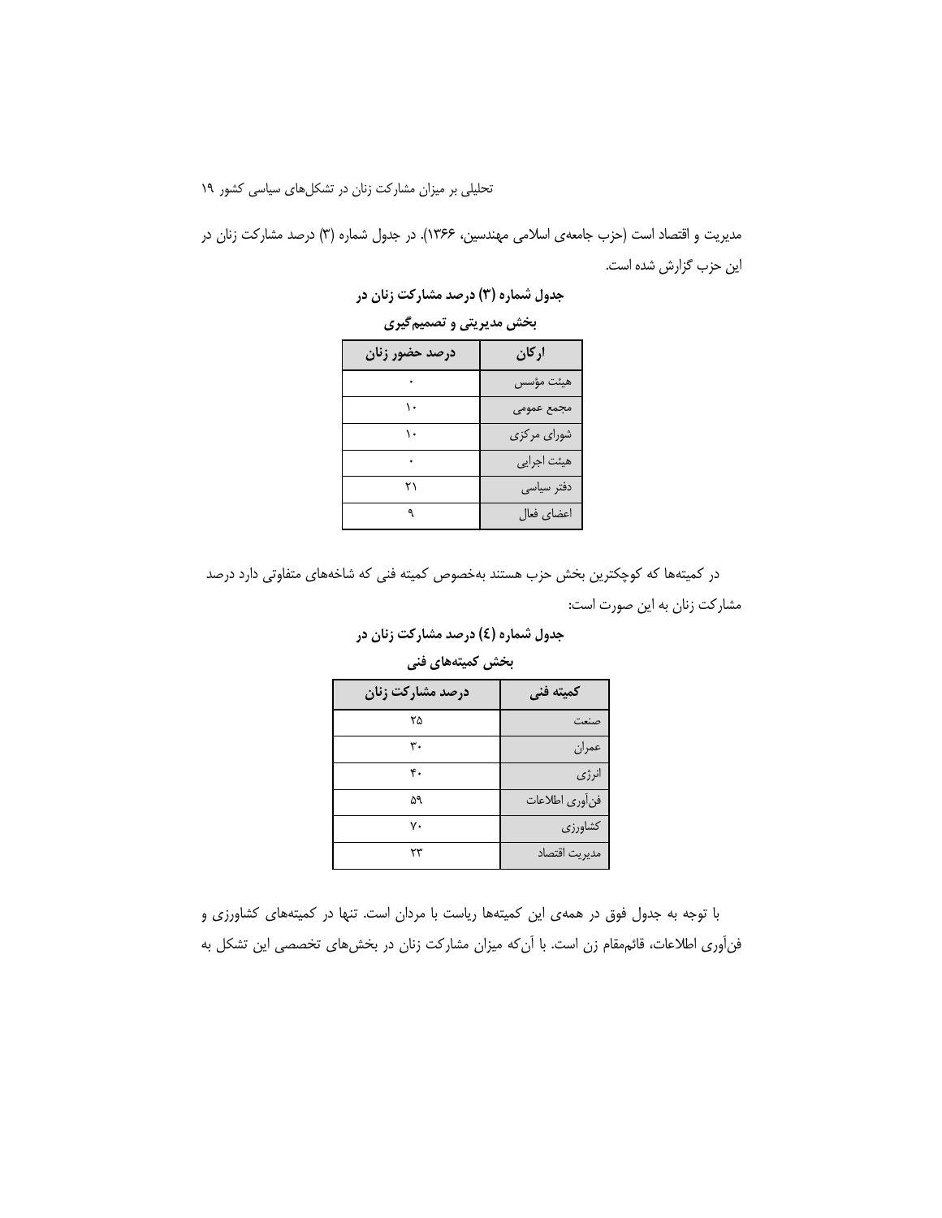مدیریت و اقتصاد است (حزب جامعه‌ی اسلامی مهندسین، ۱۳۶۶). در جدول شماره (۳) درصد مشارکت زنان در این حزب گزارش شده است.

**جدول شماره (۳) درصد مشارکت زنان در بخش مدیریتی و تصمیم‌گیری**

| ارکان | درصد حضور زنان |
|---|---|
| هیئت مؤسس | ۰ |
| مجمع عمومی | ۱۰ |
| شورای مرکزی | ۱۰ |
| هیئت اجرایی | ۰ |
| دفتر سیاسی | ۲۱ |
| اعضای فعال | ۹ |

در کمیته‌ها که کوچکترین بخش حزب هستند به‌خصوص کمیته فنی که شاخه‌های متفاوتی دارد درصد مشارکت زنان به این صورت است:

**جدول شماره (٤) درصد مشارکت زنان در بخش کمیته‌های فنی**

| کمیته فنی | درصد مشارکت زنان |
|---|---|
| صنعت | ۲۵ |
| عمران | ۳۰ |
| انرژی | ۴۰ |
| فن‌آوری اطلاعات | ۵۹ |
| کشاورزی | ۷۰ |
| مدیریت اقتصاد | ۲۳ |

با توجه به جدول فوق در همه‌ی این کمیته‌ها ریاست با مردان است. تنها در کمیته‌های کشاورزی و فن‌آوری اطلاعات، قائم‌مقام زن است. با آن‌که میزان مشارکت زنان در بخش‌های تخصصی این تشکل به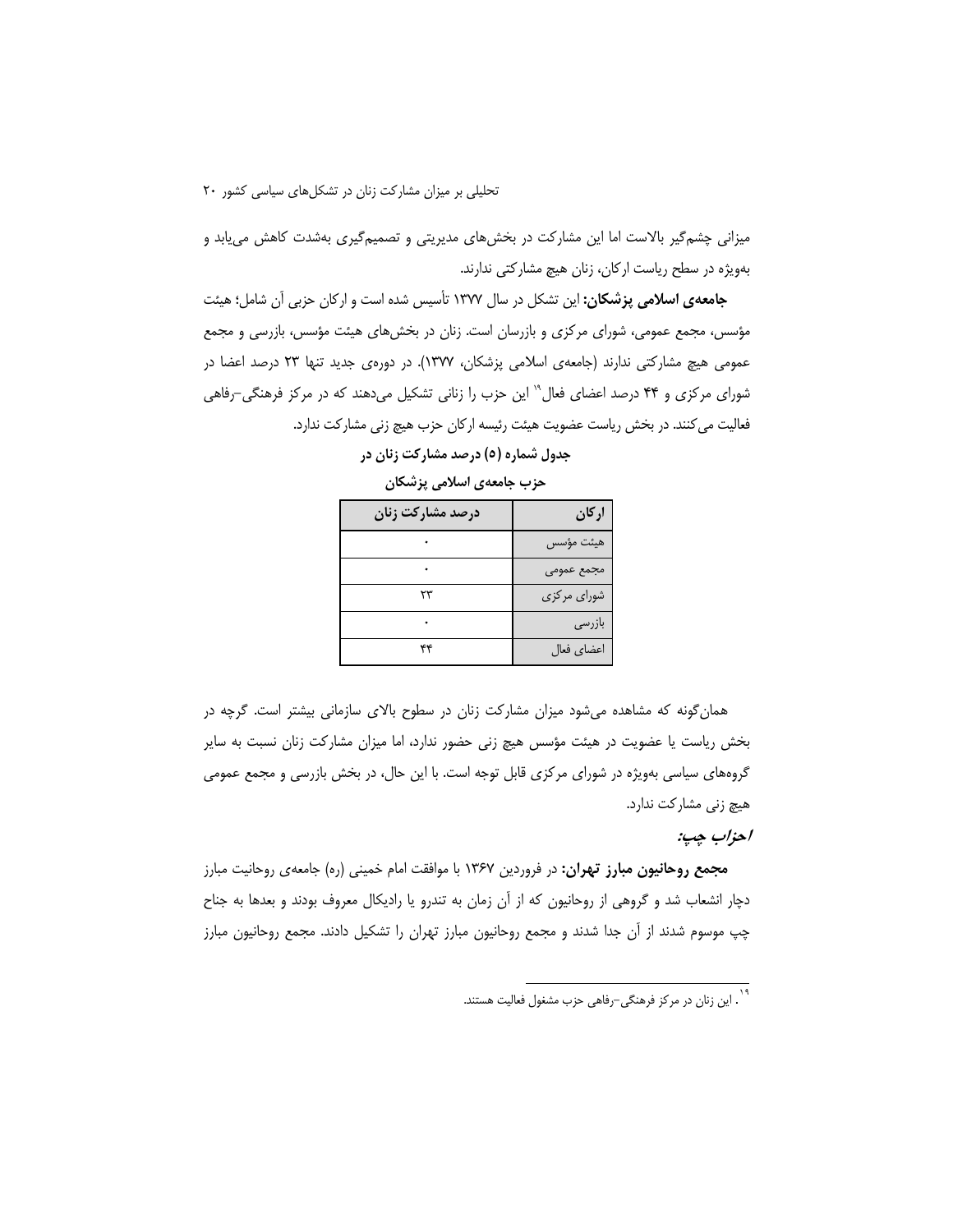میزانی چشم‌گیر بالاست اما این مشارکت در بخش‌های مدیریتی و تصمیم‌گیری به‌شدت کاهش می‌یابد و به‌ویژه در سطح ریاست ارکان، زنان هیچ مشارکتی ندارند.

**جامعه‌ی اسلامی پزشکان:** این تشکل در سال ۱۳۷۷ تأسیس شده است و ارکان حزبی آن شامل؛ هیئت مؤسس، مجمع عمومی، شورای مرکزی و بازرسان است. زنان در بخش‌های هیئت مؤسس، بازرسی و مجمع عمومی هیچ مشارکتی ندارند (جامعه‌ی اسلامی پزشکان، ۱۳۷۷). در دوره‌ی جدید تنها ۲۳ درصد اعضا در شورای مرکزی و ۴۴ درصد اعضای فعال[۱۹] این حزب را زنانی تشکیل می‌دهند که در مرکز فرهنگی-رفاهی فعالیت می‌کنند. در بخش ریاست عضویت هیئت رئیسه ارکان حزب هیچ زنی مشارکت ندارد.

**جدول شماره (۵) درصد مشارکت زنان در حزب جامعه‌ی اسلامی پزشکان**

| ارکان | درصد مشارکت زنان |
|---|---|
| هیئت مؤسس | ۰ |
| مجمع عمومی | ۰ |
| شورای مرکزی | ۲۳ |
| بازرسی | ۰ |
| اعضای فعال | ۴۴ |

همان‌گونه که مشاهده می‌شود میزان مشارکت زنان در سطوح بالای سازمانی بیشتر است. گرچه در بخش ریاست یا عضویت در هیئت مؤسس هیچ زنی حضور ندارد، اما میزان مشارکت زنان نسبت به سایر گروه‌های سیاسی به‌ویژه در شورای مرکزی قابل توجه است. با این حال، در بخش بازرسی و مجمع عمومی هیچ زنی مشارکت ندارد.

### *احزاب چپ:*

**مجمع روحانیون مبارز تهران:** در فروردین ۱۳۶۷ با موافقت امام خمینی (ره) جامعه‌ی روحانیت مبارز دچار انشعاب شد و گروهی از روحانیون که از آن زمان به تندرو یا رادیکال معروف بودند و بعدها به جناح چپ موسوم شدند از آن جدا شدند و مجمع روحانیون مبارز تهران را تشکیل دادند. مجمع روحانیون مبارز

[۱۹]. این زنان در مرکز فرهنگی-رفاهی حزب مشغول فعالیت هستند.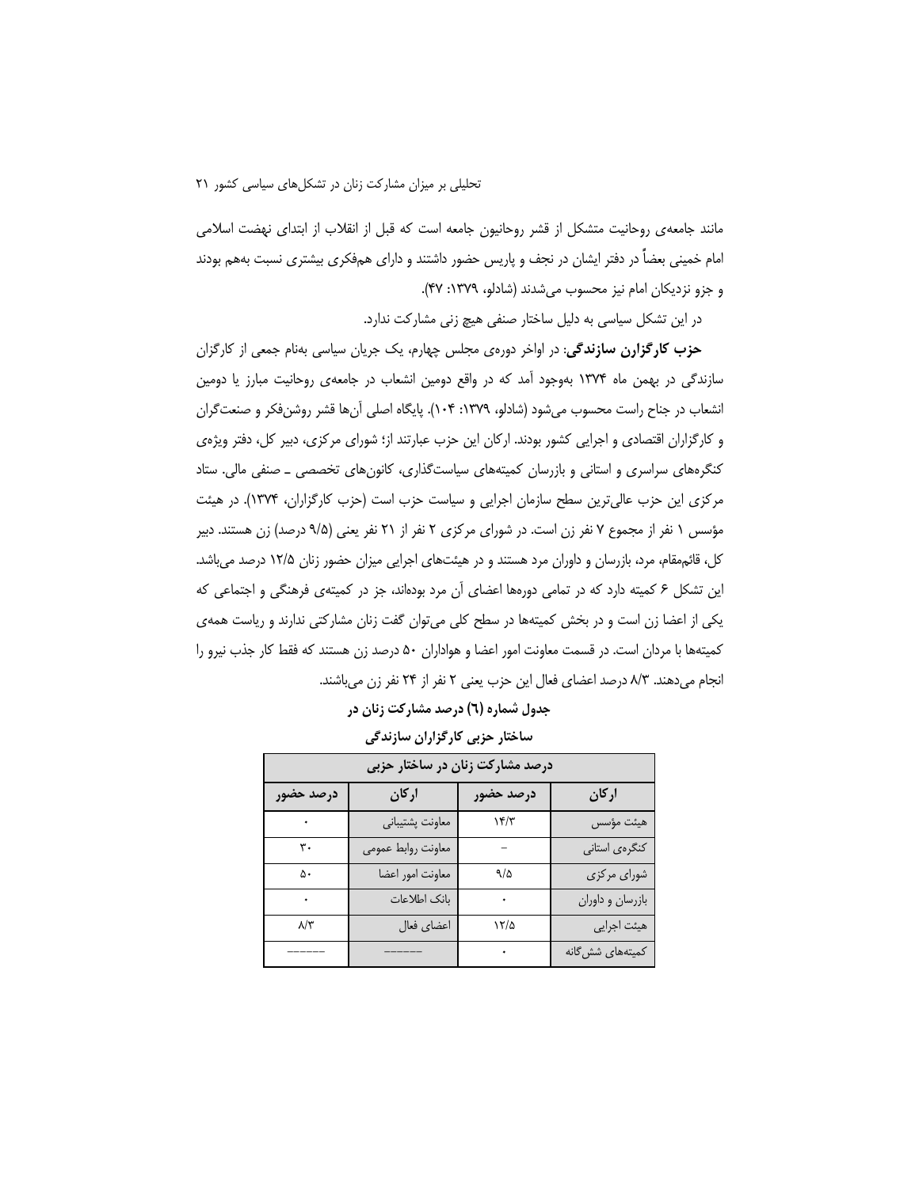مانند جامعه‌ی روحانیت متشکل از قشر روحانیون جامعه است که قبل از انقلاب از ابتدای نهضت اسلامی امام خمینی بعضاً در دفتر ایشان در نجف و پاریس حضور داشتند و دارای هم‌فکری بیشتری نسبت به‌هم بودند و جزو نزدیکان امام نیز محسوب می‌شدند (شادلو، ۱۳۷۹: ۴۷).

در این تشکل سیاسی به دلیل ساختار صنفی هیچ زنی مشارکت ندارد.

**حزب کارگزارن سازندگی**: در اواخر دوره‌ی مجلس چهارم، یک جریان سیاسی به‌نام جمعی از کارگزان سازندگی در بهمن ماه ۱۳۷۴ به‌وجود آمد که در واقع دومین انشعاب در جامعه‌ی روحانیت مبارز یا دومین انشعاب در جناح راست محسوب می‌شود (شادلو، ۱۳۷۹: ۱۰۴). پایگاه اصلی آن‌ها قشر روشن‌فکر و صنعت‌گران و کارگزاران اقتصادی و اجرایی کشور بودند. ارکان این حزب عبارتند از؛ شورای مرکزی، دبیر کل، دفتر ویژه‌ی کنگره‌های سراسری و استانی و بازرسان کمیته‌های سیاست‌گذاری، کانون‌های تخصصی ـ صنفی مالی. ستاد مرکزی این حزب عالی‌ترین سطح سازمان اجرایی و سیاست حزب است (حزب کارگزاران، ۱۳۷۴). در هیئت مؤسس ۱ نفر از مجموع ۷ نفر زن است. در شورای مرکزی ۲ نفر از ۲۱ نفر یعنی (۹/۵ درصد) زن هستند. دبیر کل، قائم‌مقام، مرد، بازرسان و داوران مرد هستند و در هیئت‌های اجرایی میزان حضور زنان ۱۲/۵ درصد می‌باشد. این تشکل ۶ کمیته دارد که در تمامی دوره‌ها اعضای آن مرد بوده‌اند، جز در کمیته‌ی فرهنگی و اجتماعی که یکی از اعضا زن است و در بخش کمیته‌ها در سطح کلی می‌توان گفت زنان مشارکتی ندارند و ریاست همه‌ی کمیته‌ها با مردان است. در قسمت معاونت امور اعضا و هواداران ۵۰ درصد زن هستند که فقط کار جذب نیرو را انجام می‌دهند. ۸/۳ درصد اعضای فعال این حزب یعنی ۲ نفر از ۲۴ نفر زن می‌باشند.

**جدول شماره (٦) درصد مشارکت زنان در ساختار حزبی کارگزاران سازندگی**

| درصد مشارکت زنان در ساختار حزبی | | | |
|---|---|---|---|
| ارکان | درصد حضور | ارکان | درصد حضور |
| هیئت مؤسس | ۱۴/۳ | معاونت پشتیبانی | ۰ |
| کنگره‌ی استانی | – | معاونت روابط عمومی | ۳۰ |
| شورای مرکزی | ۹/۵ | معاونت امور اعضا | ۵۰ |
| بازرسان و داوران | ۰ | بانک اطلاعات | ۰ |
| هیئت اجرایی | ۱۲/۵ | اعضای فعال | ۸/۳ |
| کمیته‌های شش‌گانه | ۰ | ــــــ | ــــــ |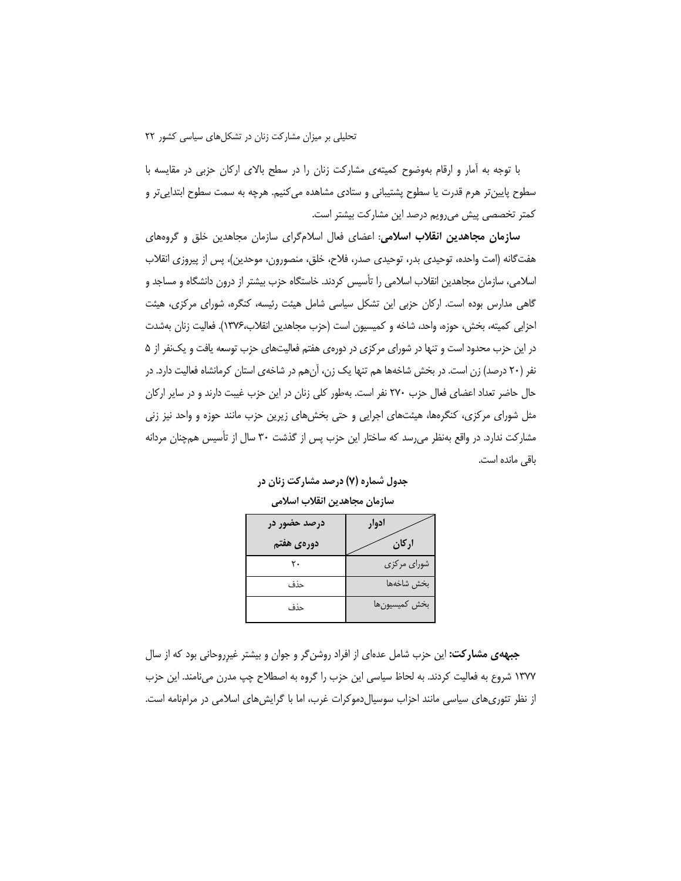با توجه به آمار و ارقام به‌وضوح کمیته‌ی مشارکت زنان را در سطح بالای ارکان حزبی در مقایسه با سطوح پایین‌تر هرم قدرت یا سطوح پشتیبانی و ستادی مشاهده می‌کنیم. هرچه به سمت سطوح ابتدایی‌تر و کمتر تخصصی پیش می‌رویم درصد این مشارکت بیشتر است.

**سازمان مجاهدین انقلاب اسلامی:** اعضای فعال اسلام‌گرای سازمان مجاهدین خلق و گروه‌های هفت‌گانه (امت واحده، توحیدی بدر، توحیدی صدر، فلاح، خلق، منصورون، موحدین)، پس از پیروزی انقلاب اسلامی، سازمان مجاهدین انقلاب اسلامی را تأسیس کردند. خاستگاه حزب بیشتر از درون دانشگاه و مساجد و گاهی مدارس بوده است. ارکان حزبی این تشکل سیاسی شامل هیئت رئیسه، کنگره، شورای مرکزی، هیئت احزابی کمیته، بخش، حوزه، واحد، شاخه و کمیسیون است (حزب مجاهدین انقلاب،۱۳۷۶). فعالیت زنان به‌شدت در این حزب محدود است و تنها در شورای مرکزی در دوره‌ی هفتم فعالیت‌های حزب توسعه یافت و یک‌نفر از ۵ نفر (۲۰ درصد) زن است. در بخش شاخه‌ها هم تنها یک زن، آن‌هم در شاخه‌ی استان کرمانشاه فعالیت دارد. در حال حاضر تعداد اعضای فعال حزب ۲۷۰ نفر است. به‌طور کلی زنان در این حزب غیبت دارند و در سایر ارکان مثل شورای مرکزی، کنگره‌ها، هیئت‌های اجرایی و حتی بخش‌های زیرین حزب مانند حوزه و واحد نیز زنی مشارکت ندارد. در واقع به‌نظر می‌رسد که ساختار این حزب پس از گذشت ۳۰ سال از تأسیس هم‌چنان مردانه باقی مانده است.

**جدول شماره (۷) درصد مشارکت زنان در سازمان مجاهدین انقلاب اسلامی**

| ارکان / ادوار | درصد حضور در دوره‌ی هفتم |
|---|---|
| شورای مرکزی | ۲۰ |
| بخش شاخه‌ها | حذف |
| بخش کمیسیون‌ها | حذف |

**جبهه‌ی مشارکت:** این حزب شامل عده‌ای از افراد روشن‌گر و جوان و بیشتر غیرروحانی بود که از سال ۱۳۷۷ شروع به فعالیت کردند. به لحاظ سیاسی این حزب را گروه به اصطلاح چپ مدرن می‌نامند. این حزب از نظر تئوری‌های سیاسی مانند احزاب سوسیال‌دموکرات غرب، اما با گرایش‌های اسلامی در مرامنامه است.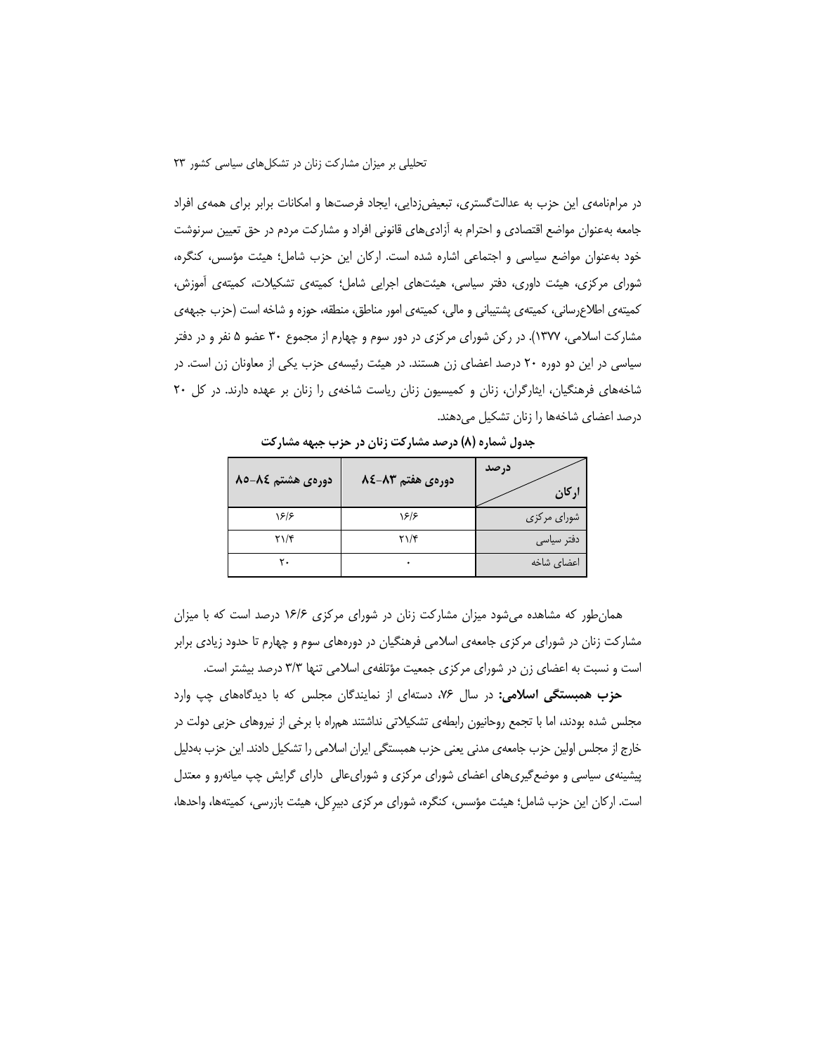در مرامنامه‌ی این حزب به عدالت‌گستری، تبعیض‌زدایی، ایجاد فرصت‌ها و امکانات برابر برای همه‌ی افراد جامعه به‌عنوان مواضع اقتصادی و احترام به آزادی‌های قانونی افراد و مشارکت مردم در حق تعیین سرنوشت خود به‌عنوان مواضع سیاسی و اجتماعی اشاره شده است. ارکان این حزب شامل؛ هیئت مؤسس، کنگره، شورای مرکزی، هیئت داوری، دفتر سیاسی، هیئت‌های اجرایی شامل؛ کمیته‌ی تشکیلات، کمیته‌ی آموزش، کمیته‌ی اطلاع‌رسانی، کمیته‌ی پشتیبانی و مالی، کمیته‌ی امور مناطق، منطقه، حوزه و شاخه است (حزب جبهه‌ی مشارکت اسلامی، ۱۳۷۷). در رکن شورای مرکزی در دور سوم و چهارم از مجموع ۳۰ عضو ۵ نفر و در دفتر سیاسی در این دو دوره ۲۰ درصد اعضای زن هستند. در هیئت رئیسه‌ی حزب یکی از معاونان زن است. در شاخه‌های فرهنگیان، ایثارگران، زنان و کمیسیون زنان ریاست شاخه‌ی را زنان بر عهده دارند. در کل ۲۰ درصد اعضای شاخه‌ها را زنان تشکیل می‌دهند.

**جدول شماره (۸) درصد مشارکت زنان در حزب جبهه مشارکت**

| ارکان / درصد | دوره‌ی هفتم ۸۳-۸٤ | دوره‌ی هشتم ۸٤-۸۵ |
|---|---|---|
| شورای مرکزی | ۱۶/۶ | ۱۶/۶ |
| دفتر سیاسی | ۲۱/۴ | ۲۱/۴ |
| اعضای شاخه | ۰ | ۲۰ |

همان‌طور که مشاهده می‌شود میزان مشارکت زنان در شورای مرکزی ۱۶/۶ درصد است که با میزان مشارکت زنان در شورای مرکزی جامعه‌ی اسلامی فرهنگیان در دوره‌های سوم و چهارم تا حدود زیادی برابر است و نسبت به اعضای زن در شورای مرکزی جمعیت مؤتلفه‌ی اسلامی تنها ۳/۳ درصد بیشتر است.

**حزب همبستگی اسلامی:** در سال ۷۶، دسته‌ای از نمایندگان مجلس که با دیدگاه‌های چپ وارد مجلس شده بودند، اما با تجمع روحانیون رابطه‌ی تشکیلاتی نداشتند همراه با برخی از نیروهای حزبی دولت در خارج از مجلس اولین حزب جامعه‌ی مدنی یعنی حزب همبستگی ایران اسلامی را تشکیل دادند. این حزب به‌دلیل پیشینه‌ی سیاسی و موضع‌گیری‌های اعضای شورای مرکزی و شورای‌عالی دارای گرایش چپ میانه‌رو و معتدل است. ارکان این حزب شامل؛ هیئت مؤسس، کنگره، شورای مرکزی دبیرکل، هیئت بازرسی، کمیته‌ها، واحدها،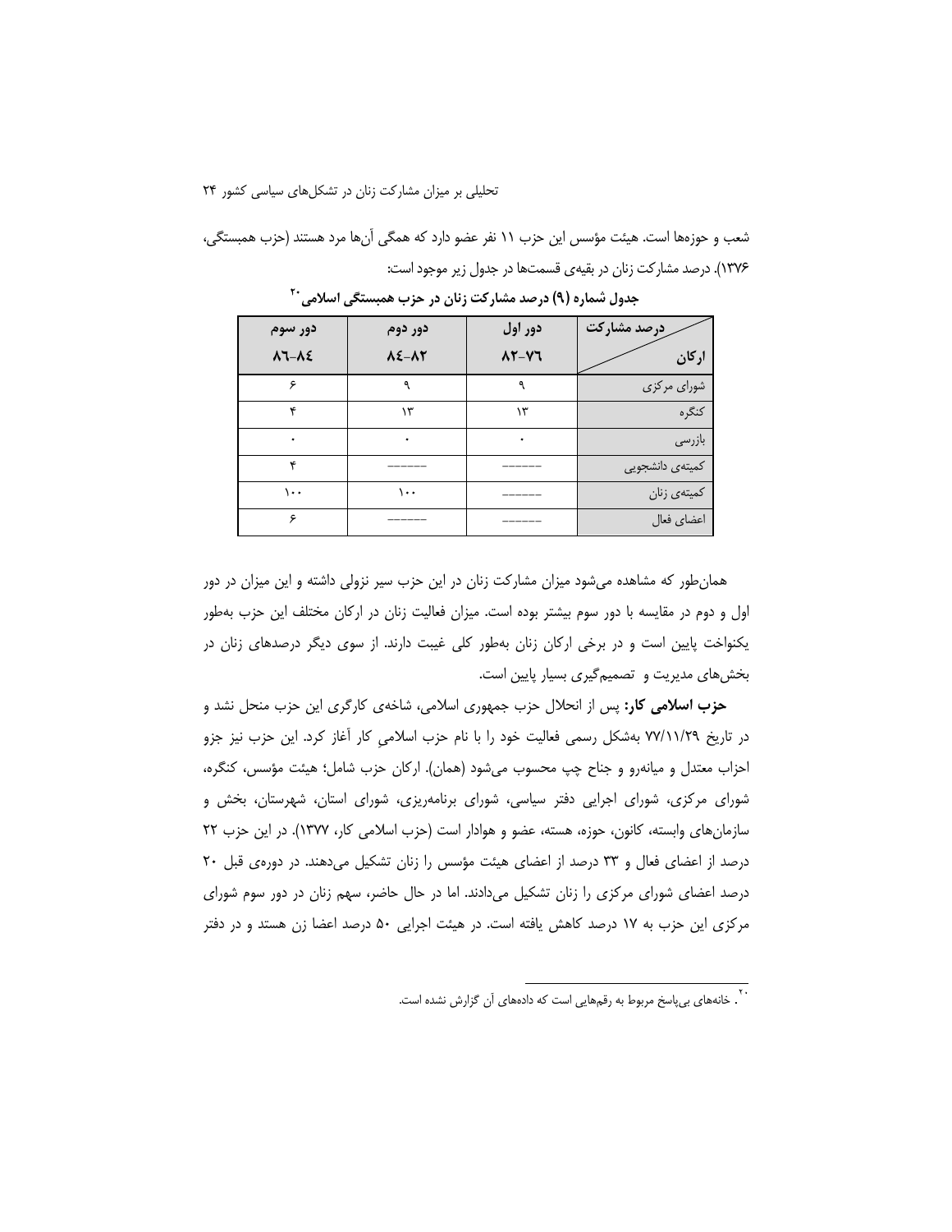شعب و حوزه‌ها است. هیئت مؤسس این حزب ۱۱ نفر عضو دارد که همگی آن‌ها مرد هستند (حزب همبستگی، ۱۳۷۶). درصد مشارکت زنان در بقیه‌ی قسمت‌ها در جدول زیر موجود است:

**جدول شماره (۹) درصد مشارکت زنان در حزب همبستگی اسلامی[20]**

| درصد مشارکت / ارکان | دور اول ۸۲-۷۶ | دور دوم ۸۴-۸۲ | دور سوم ۸۶-۸٤ |
| --- | --- | --- | --- |
| شورای مرکزی | ۹ | ۹ | ۶ |
| کنگره | ۱۳ | ۱۳ | ۴ |
| بازرسی | ۰ | ۰ | ۰ |
| کمیته‌ی دانشجویی | ------ | ------ | ۴ |
| کمیته‌ی زنان | ------ | ۱۰۰ | ۱۰۰ |
| اعضای فعال | ------ | ------ | ۶ |

همان‌طور که مشاهده می‌شود میزان مشارکت زنان در این حزب سیر نزولی داشته و این میزان در دور اول و دوم در مقایسه با دور سوم بیشتر بوده است. میزان فعالیت زنان در ارکان مختلف این حزب به‌طور یکنواخت پایین است و در برخی ارکان زنان به‌طور کلی غیبت دارند. از سوی دیگر درصدهای زنان در بخش‌های مدیریت و تصمیم‌گیری بسیار پایین است.

**حزب اسلامی کار:** پس از انحلال حزب جمهوری اسلامی، شاخه‌ی کارگری این حزب منحل نشد و در تاریخ ۷۷/۱۱/۲۹ به‌شکل رسمی فعالیت خود را با نام حزب اسلامیِ کار آغاز کرد. این حزب نیز جزو احزاب معتدل و میانه‌رو و جناح چپ محسوب می‌شود (همان). ارکان حزب شامل؛ هیئت مؤسس، کنگره، شورای مرکزی، شورای اجرایی دفتر سیاسی، شورای برنامه‌ریزی، شورای استان، شهرستان، بخش و سازمان‌های وابسته، کانون، حوزه، هسته، عضو و هوادار است (حزب اسلامی کار، ۱۳۷۷). در این حزب ۲۲ درصد از اعضای فعال و ۳۳ درصد از اعضای هیئت مؤسس را زنان تشکیل می‌دهند. در دوره‌ی قبل ۲۰ درصد اعضای شورای مرکزی را زنان تشکیل می‌دادند. اما در حال حاضر، سهم زنان در دور سوم شورای مرکزی این حزب به ۱۷ درصد کاهش یافته است. در هیئت اجرایی ۵۰ درصد اعضا زن هستند و در دفتر

[20]. خانه‌های بی‌پاسخ مربوط به رقم‌هایی است که داده‌های آن گزارش نشده است.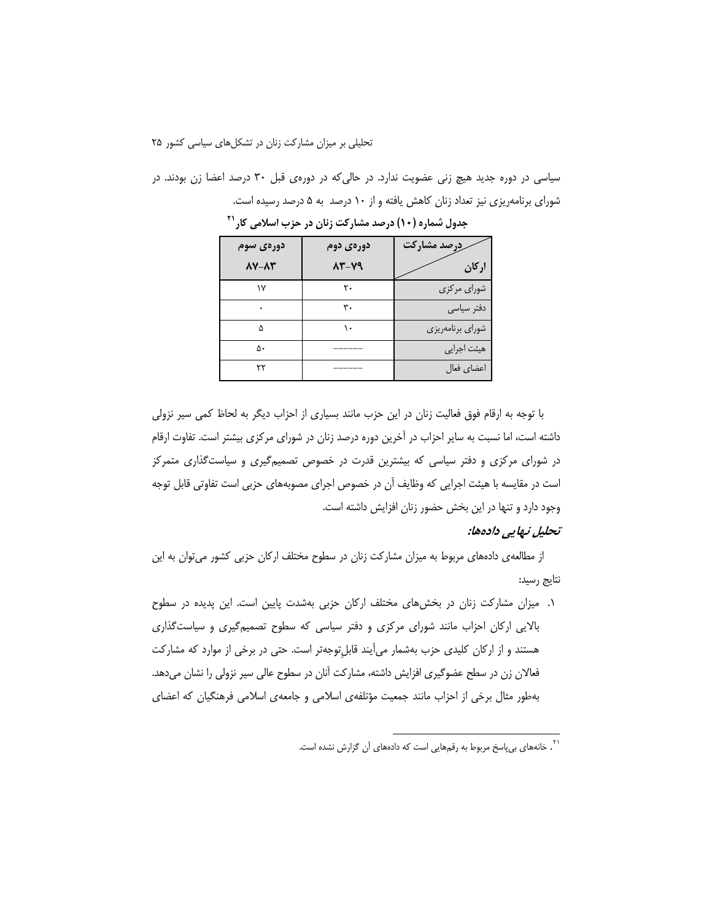سیاسی در دوره جدید هیچ زنی عضویت ندارد. در حالی‌که در دوره‌ی قبل ۳۰ درصد اعضا زن بودند. در شورای برنامه‌ریزی نیز تعداد زنان کاهش یافته و از ۱۰ درصد به ۵ درصد رسیده است.

**جدول شماره (۱۰) درصد مشارکت زنان در حزب اسلامی کار**[۲۱]

| ارکان / درصد مشارکت | دوره‌ی دوم ۸۳-۷۹ | دوره‌ی سوم ۸۷-۸۳ |
|---|---|---|
| شورای مرکزی | ۲۰ | ۱۷ |
| دفتر سیاسی | ۳۰ | ۰ |
| شورای برنامه‌ریزی | ۱۰ | ۵ |
| هیئت اجرایی | ------ | ۵۰ |
| اعضای فعال | ------ | ۲۲ |

با توجه به ارقام فوق فعالیت زنان در این حزب مانند بسیاری از احزاب دیگر به لحاظ کمی سیر نزولی داشته است، اما نسبت به سایر احزاب در آخرین دوره درصد زنان در شورای مرکزی بیشتر است. تفاوت ارقام در شورای مرکزی و دفتر سیاسی که بیشترین قدرت در خصوص تصمیم‌گیری و سیاست‌گذاری متمرکز است در مقایسه با هیئت اجرایی که وظایف آن در خصوص اجرای مصوبه‌های حزبی است تفاوتی قابل توجه وجود دارد و تنها در این بخش حضور زنان افزایش داشته است.

### *تحلیل نهایی داده‌ها:*

از مطالعه‌ی داده‌های مربوط به میزان مشارکت زنان در سطوح مختلف ارکان حزبی کشور می‌توان به این نتایج رسید:

۱. میزان مشارکت زنان در بخش‌های مختلف ارکان حزبی به‌شدت پایین است. این پدیده در سطوح بالایی ارکان احزاب مانند شورای مرکزی و دفتر سیاسی که سطوح تصمیم‌گیری و سیاست‌گذاری هستند و از ارکان کلیدی حزب به‌شمار می‌آیند قابل‌توجه‌تر است. حتی در برخی از موارد که مشارکت فعالان زن در سطح عضوگیری افزایش داشته، مشارکت آنان در سطوح عالی سیر نزولی را نشان می‌دهد. به‌طور مثال برخی از احزاب مانند جمعیت مؤتلفه‌ی اسلامی و جامعه‌ی اسلامی فرهنگیان که اعضای

---

[۲۱]. خانه‌های بی‌پاسخ مربوط به رقم‌هایی است که داده‌های آن گزارش نشده است.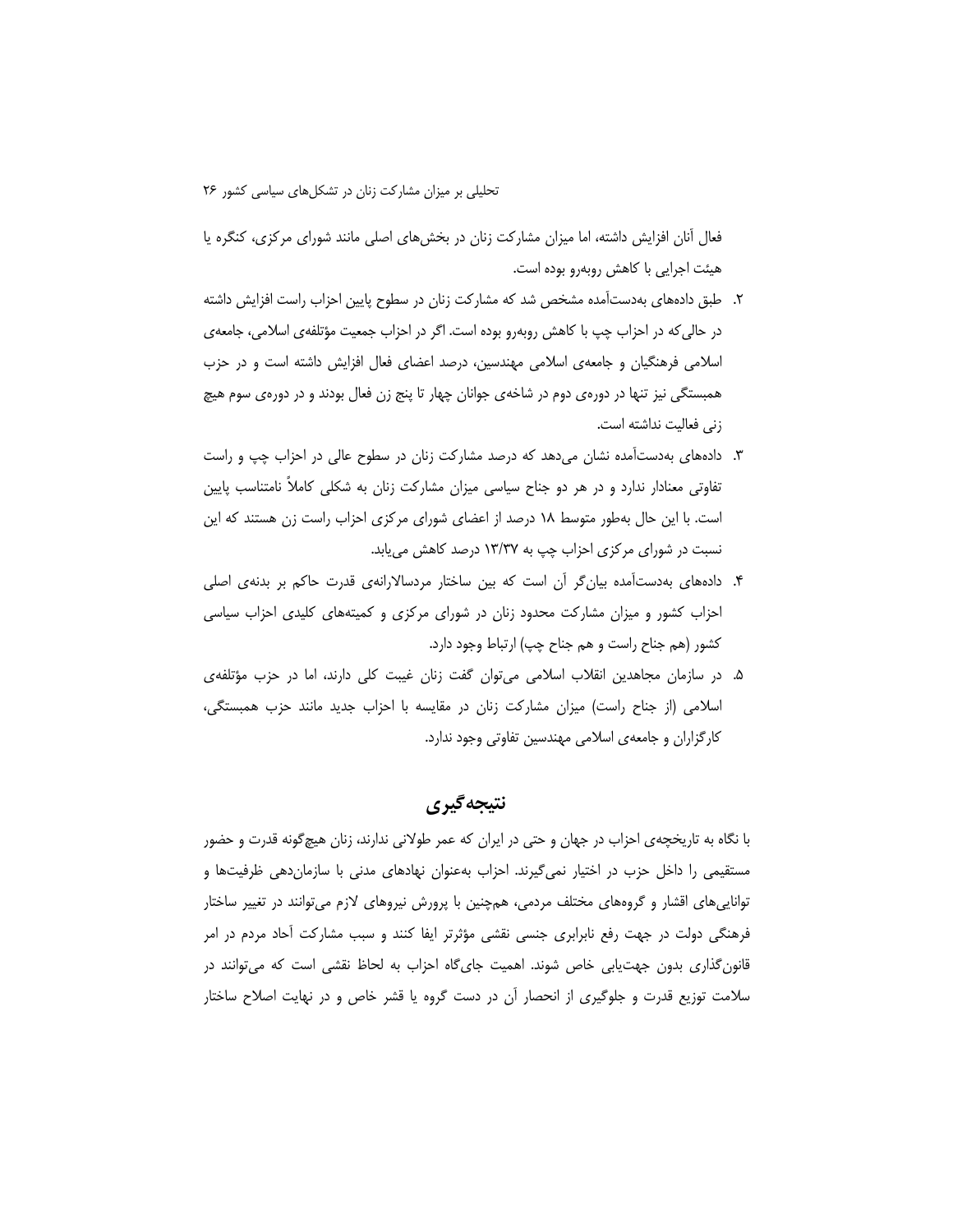فعال آنان افزایش داشته، اما میزان مشارکت زنان در بخش‌های اصلی مانند شورای مرکزی، کنگره یا هیئت اجرایی با کاهش روبه‌رو بوده است.

۲. طبق داده‌های به‌دست‌آمده مشخص شد که مشارکت زنان در سطوح پایین احزاب راست افزایش داشته در حالی‌که در احزاب چپ با کاهش روبه‌رو بوده است. اگر در احزاب جمعیت مؤتلفه‌ی اسلامی، جامعه‌ی اسلامی فرهنگیان و جامعه‌ی اسلامی مهندسین، درصد اعضای فعال افزایش داشته است و در حزب همبستگی نیز تنها در دوره‌ی دوم در شاخه‌ی جوانان چهار تا پنج زن فعال بودند و در دوره‌ی سوم هیچ زنی فعالیت نداشته است.

۳. داده‌های به‌دست‌آمده نشان می‌دهد که درصد مشارکت زنان در سطوح عالی در احزاب چپ و راست تفاوتی معنادار ندارد و در هر دو جناح سیاسی میزان مشارکت زنان به شکلی کاملاً نامتناسب پایین است. با این حال به‌طور متوسط ۱۸ درصد از اعضای شورای مرکزی احزاب راست زن هستند که این نسبت در شورای مرکزی احزاب چپ به ۱۳/۳۷ درصد کاهش می‌یابد.

۴. داده‌های به‌دست‌آمده بیان‌گر آن است که بین ساختار مردسالارانه‌ی قدرت حاکم بر بدنه‌ی اصلی احزاب کشور و میزان مشارکت محدود زنان در شورای مرکزی و کمیته‌های کلیدی احزاب سیاسی کشور (هم جناح راست و هم جناح چپ) ارتباط وجود دارد.

۵. در سازمان مجاهدین انقلاب اسلامی می‌توان گفت زنان غیبت کلی دارند، اما در حزب مؤتلفه‌ی اسلامی (از جناح راست) میزان مشارکت زنان در مقایسه با احزاب جدید مانند حزب همبستگی، کارگزاران و جامعه‌ی اسلامی مهندسین تفاوتی وجود ندارد.

## نتیجه‌گیری

با نگاه به تاریخچه‌ی احزاب در جهان و حتی در ایران که عمر طولانی ندارند، زنان هیچ‌گونه قدرت و حضور مستقیمی را داخل حزب در اختیار نمی‌گیرند. احزاب به‌عنوان نهادهای مدنی با سازمان‌دهی ظرفیت‌ها و توانایی‌های اقشار و گروه‌های مختلف مردمی، هم‌چنین با پرورش نیروهای لازم می‌توانند در تغییر ساختار فرهنگی دولت در جهت رفع نابرابری جنسی نقشی مؤثرتر ایفا کنند و سبب مشارکت آحاد مردم در امر قانون‌گذاری بدون جهت‌یابی خاص شوند. اهمیت جای‌گاه احزاب به لحاظ نقشی است که می‌توانند در سلامت توزیع قدرت و جلوگیری از انحصار آن در دست گروه یا قشر خاص و در نهایت اصلاح ساختار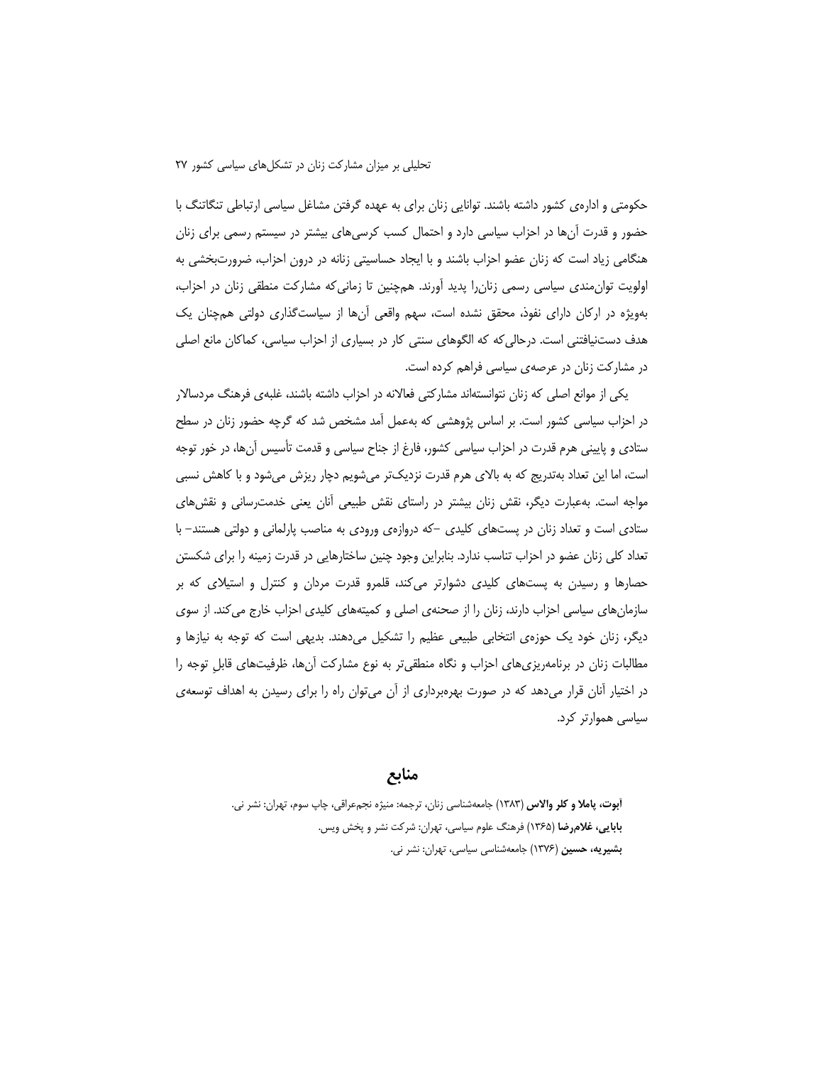حکومتی و اداره‌ی کشور داشته باشند. توانایی زنان برای به عهده گرفتن مشاغل سیاسی ارتباطی تنگاتنگ با حضور و قدرت آن‌ها در احزاب سیاسی دارد و احتمال کسب کرسی‌های بیشتر در سیستم رسمی برای زنان هنگامی زیاد است که زنان عضو احزاب باشند و با ایجاد حساسیتی زنانه در درون احزاب، ضرورت‌بخشی به اولویت توان‌مندی سیاسی رسمی زنان‌را پدید آورند. هم‌چنین تا زمانی‌که مشارکت منطقی زنان در احزاب، به‌ویژه در ارکان دارای نفوذ، محقق نشده است، سهم واقعی آن‌ها از سیاست‌گذاری دولتی هم‌چنان یک هدف دست‌نیافتنی است. درحالی‌که که الگوهای سنتی کار در بسیاری از احزاب سیاسی، کماکان مانع اصلی در مشارکت زنان در عرصه‌ی سیاسی فراهم کرده است.

یکی از موانع اصلی که زنان نتوانسته‌اند مشارکتی فعالانه در احزاب داشته باشند، غلبه‌ی فرهنگ مردسالار در احزاب سیاسی کشور است. بر اساس پژوهشی که به‌عمل آمد مشخص شد که گرچه حضور زنان در سطح ستادی و پایینی هرم قدرت در احزاب سیاسی کشور، فارغ از جناح سیاسی و قدمت تأسیس آن‌ها، در خور توجه است، اما این تعداد به‌تدریج که به بالای هرم قدرت نزدیک‌تر می‌شویم دچار ریزش می‌شود و با کاهش نسبی مواجه است. به‌عبارت دیگر، نقش زنان بیشتر در راستای نقش طبیعی آنان یعنی خدمت‌رسانی و نقش‌های ستادی است و تعداد زنان در پست‌های کلیدی –که دروازه‌ی ورودی به مناصب پارلمانی و دولتی هستند– با تعداد کلی زنان عضو در احزاب تناسب ندارد. بنابراین وجود چنین ساختارهایی در قدرت زمینه را برای شکستن حصارها و رسیدن به پست‌های کلیدی دشوارتر می‌کند، قلمرو قدرت مردان و کنترل و استیلای که بر سازمان‌های سیاسی احزاب دارند، زنان را از صحنه‌ی اصلی و کمیته‌های کلیدی احزاب خارج می‌کند. از سوی دیگر، زنان خود یک حوزه‌ی انتخابی طبیعی عظیم را تشکیل می‌دهند. بدیهی است که توجه به نیازها و مطالبات زنان در برنامه‌ریزی‌های احزاب و نگاه منطقی‌تر به نوع مشارکت آن‌ها، ظرفیت‌های قابلِ توجه را در اختیار آنان قرار می‌دهد که در صورت بهره‌برداری از آن می‌توان راه را برای رسیدن به اهداف توسعه‌ی سیاسی هموارتر کرد.

## منابع

**آبوت، پاملا و کلر والاس** (۱۳۸۳) جامعه‌شناسی زنان، ترجمه: منیژه نجم‌عراقی، چاپ سوم، تهران: نشر نی.

**بابایی، غلامرضا** (۱۳۶۵) فرهنگ علوم سیاسی، تهران: شرکت نشر و پخش ویس.

**بشیریه، حسین** (۱۳۷۶) جامعه‌شناسی سیاسی، تهران: نشر نی.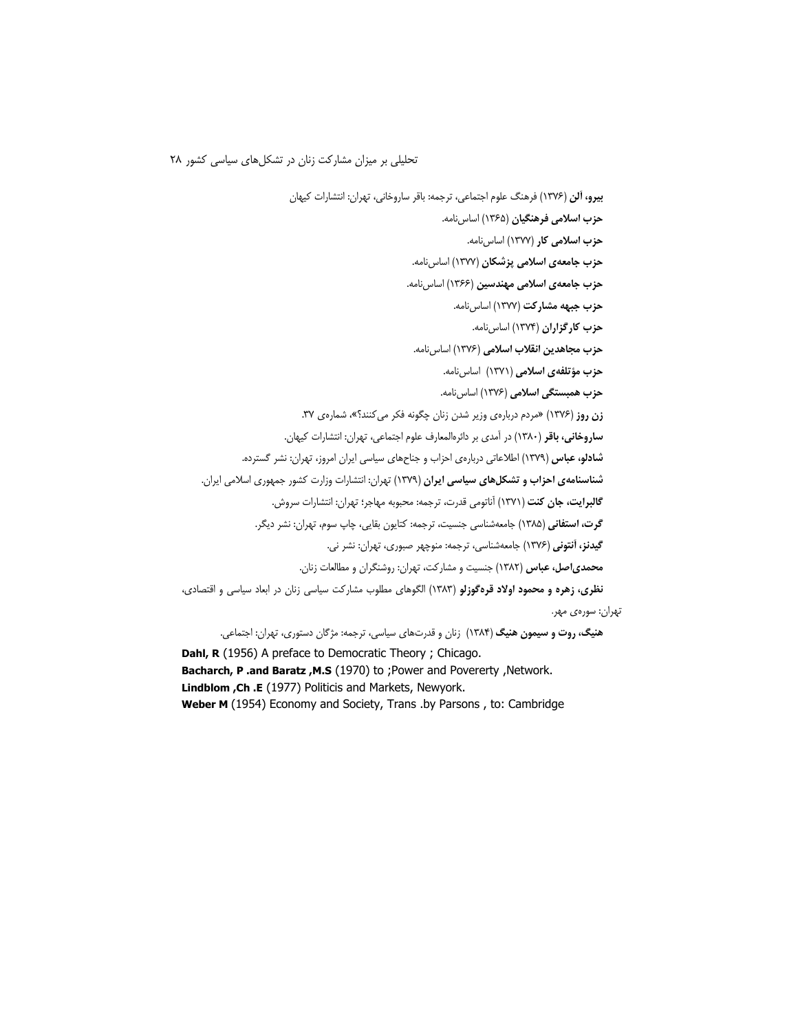**بیرو، آلن** (۱۳۷۶) فرهنگ علوم اجتماعی، ترجمه: باقر ساروخانی، تهران: انتشارات کیهان

**حزب اسلامی فرهنگیان** (۱۳۶۵) اساس‌نامه.

**حزب اسلامی کار** (۱۳۷۷) اساس‌نامه.

**حزب جامعه‌ی اسلامی پزشکان** (۱۳۷۷) اساس‌نامه.

**حزب جامعه‌ی اسلامی مهندسین** (۱۳۶۶) اساس‌نامه.

**حزب جبهه مشارکت** (۱۳۷۷) اساس‌نامه.

**حزب کارگزاران** (۱۳۷۴) اساس‌نامه.

**حزب مجاهدین انقلاب اسلامی** (۱۳۷۶) اساس‌نامه.

**حزب مؤتلفه‌ی اسلامی** (۱۳۷۱) اساس‌نامه.

**حزب همبستگی اسلامی** (۱۳۷۶) اساس‌نامه.

**زن روز** (۱۳۷۶) «مردم درباره‌ی وزیر شدن زنان چگونه فکر می‌کنند؟»، شماره‌ی ۳۷.

**ساروخانی، باقر** (۱۳۸۰) در آمدی بر دائرة‌المعارف علوم اجتماعی، تهران: انتشارات کیهان.

**شادلو، عباس** (۱۳۷۹) اطلاعاتی درباره‌ی احزاب و جناح‌های سیاسی ایران امروز، تهران: نشر گسترده.

**شناسنامه‌ی احزاب و تشکل‌های سیاسی ایران** (۱۳۷۹) تهران: انتشارات وزارت کشور جمهوری اسلامی ایران.

**گالبرایت، جان کنت** (۱۳۷۱) آناتومی قدرت، ترجمه: محبوبه مهاجر؛ تهران: انتشارات سروش.

**گرت، استفانی** (۱۳۸۵) جامعه‌شناسی جنسیت، ترجمه: کتایون بقایی، چاپ سوم، تهران: نشر دیگر.

**گیدنز، آنتونی** (۱۳۷۶) جامعه‌شناسی، ترجمه: منوچهر صبوری، تهران: نشر نی.

**محمدی‌اصل، عباس** (۱۳۸۲) جنسیت و مشارکت، تهران: روشنگران و مطالعات زنان.

**نظری، زهره و محمود اولاد قره‌گوزلو** (۱۳۸۳) الگوهای مطلوب مشارکت سیاسی زنان در ابعاد سیاسی و اقتصادی، تهران: سوره‌ی مهر.

**هنیگ، روت و سیمون هنیگ** (۱۳۸۴) زنان و قدرت‌های سیاسی، ترجمه: مژگان دستوری، تهران: اجتماعی.

**Dahl, R** (1956) A preface to Democratic Theory ; Chicago.

**Bacharch, P .and Baratz ,M.S** (1970) to ;Power and Povererty ,Network.

**Lindblom ,Ch .E** (1977) Politicis and Markets, Newyork.

**Weber M** (1954) Economy and Society, Trans .by Parsons , to: Cambridge